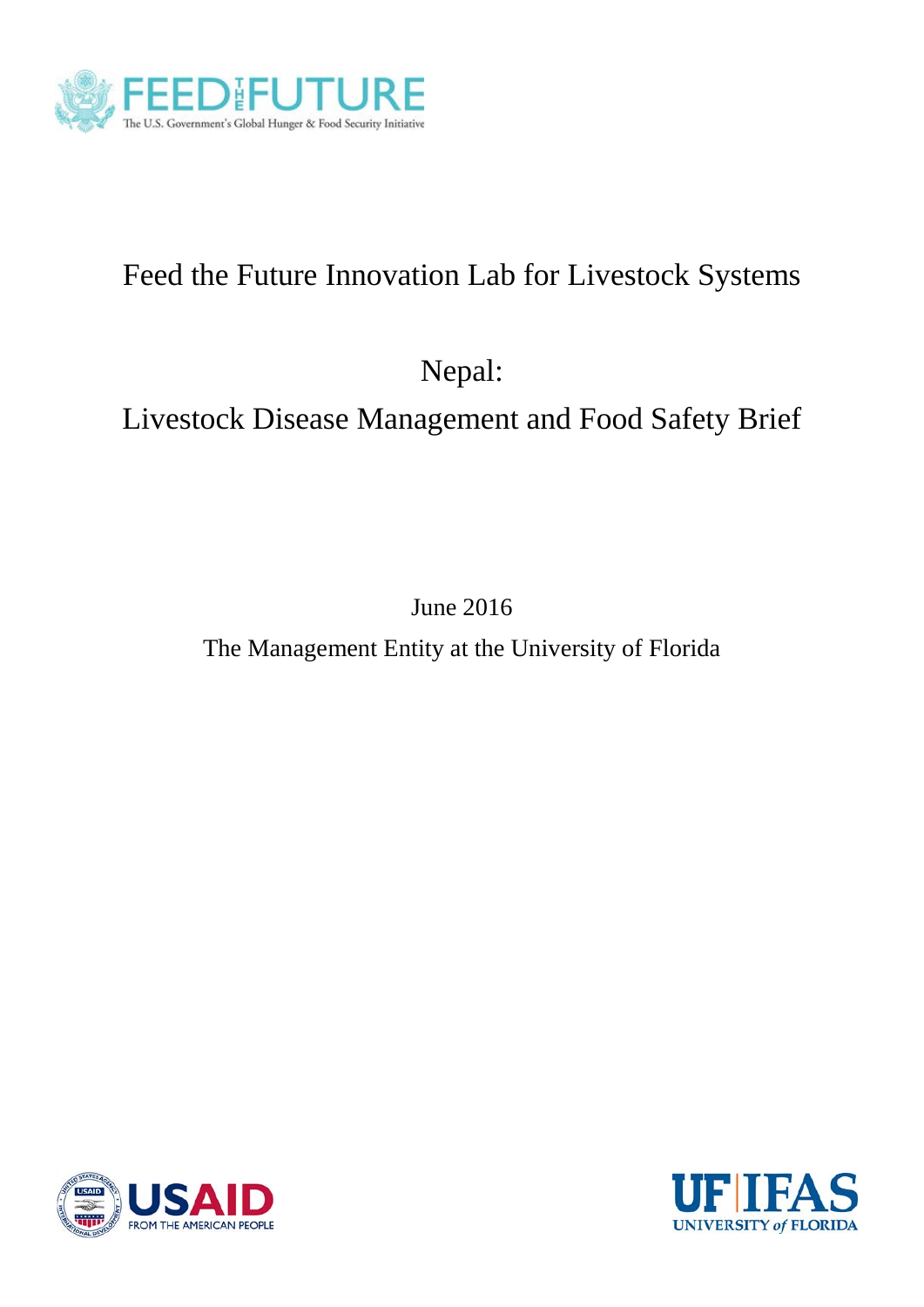FEED THE FUTURE

The U.S. Government's Global Hunger & Food Security Initiative

# Feed the Future Innovation Lab for Livestock Systems

# Nepal:

# Livestock Disease Management and Food Safety Brief

June 2016

The Management Entity at the University of Florida

USAID FROM THE AMERICAN PEOPLE

UF IFAS UNIVERSITY of FLORIDA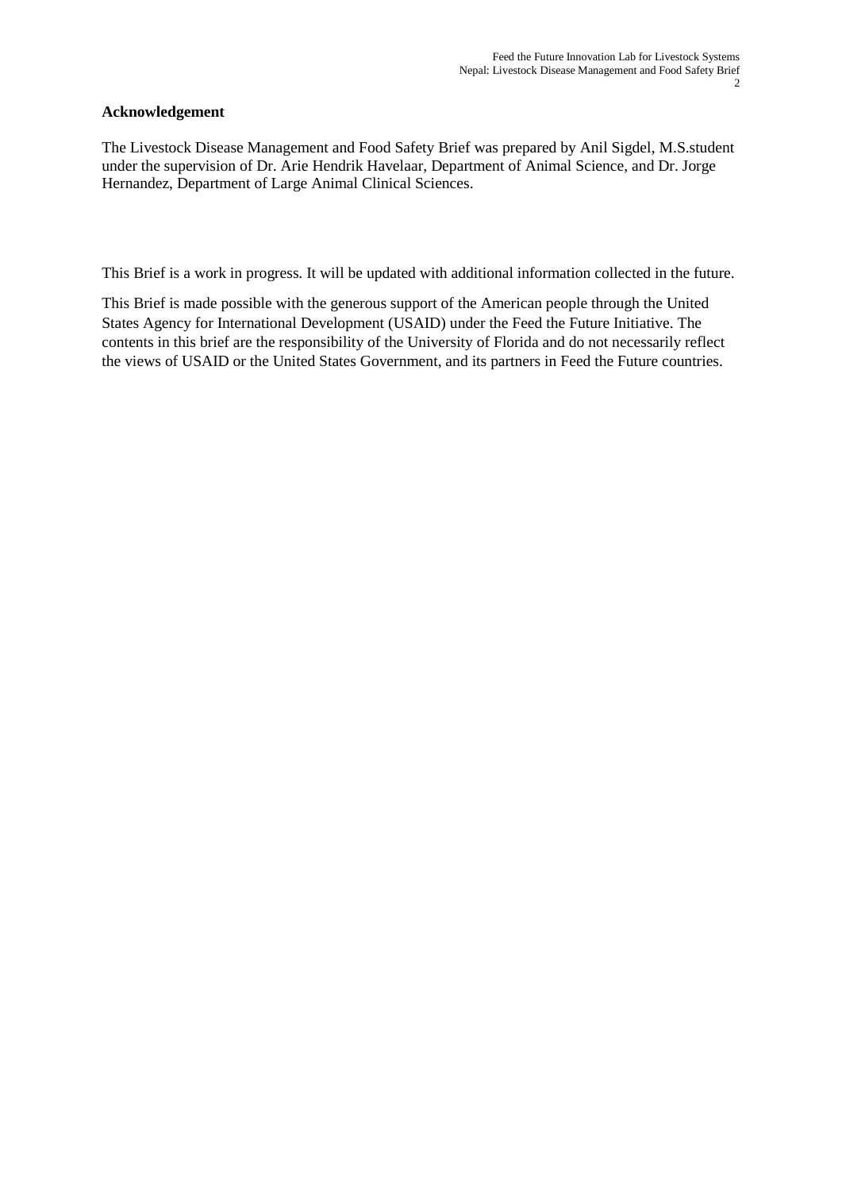**Acknowledgement**

The Livestock Disease Management and Food Safety Brief was prepared by Anil Sigdel, M.S.student under the supervision of Dr. Arie Hendrik Havelaar, Department of Animal Science, and Dr. Jorge Hernandez, Department of Large Animal Clinical Sciences.

This Brief is a work in progress. It will be updated with additional information collected in the future.

This Brief is made possible with the generous support of the American people through the United States Agency for International Development (USAID) under the Feed the Future Initiative. The contents in this brief are the responsibility of the University of Florida and do not necessarily reflect the views of USAID or the United States Government, and its partners in Feed the Future countries.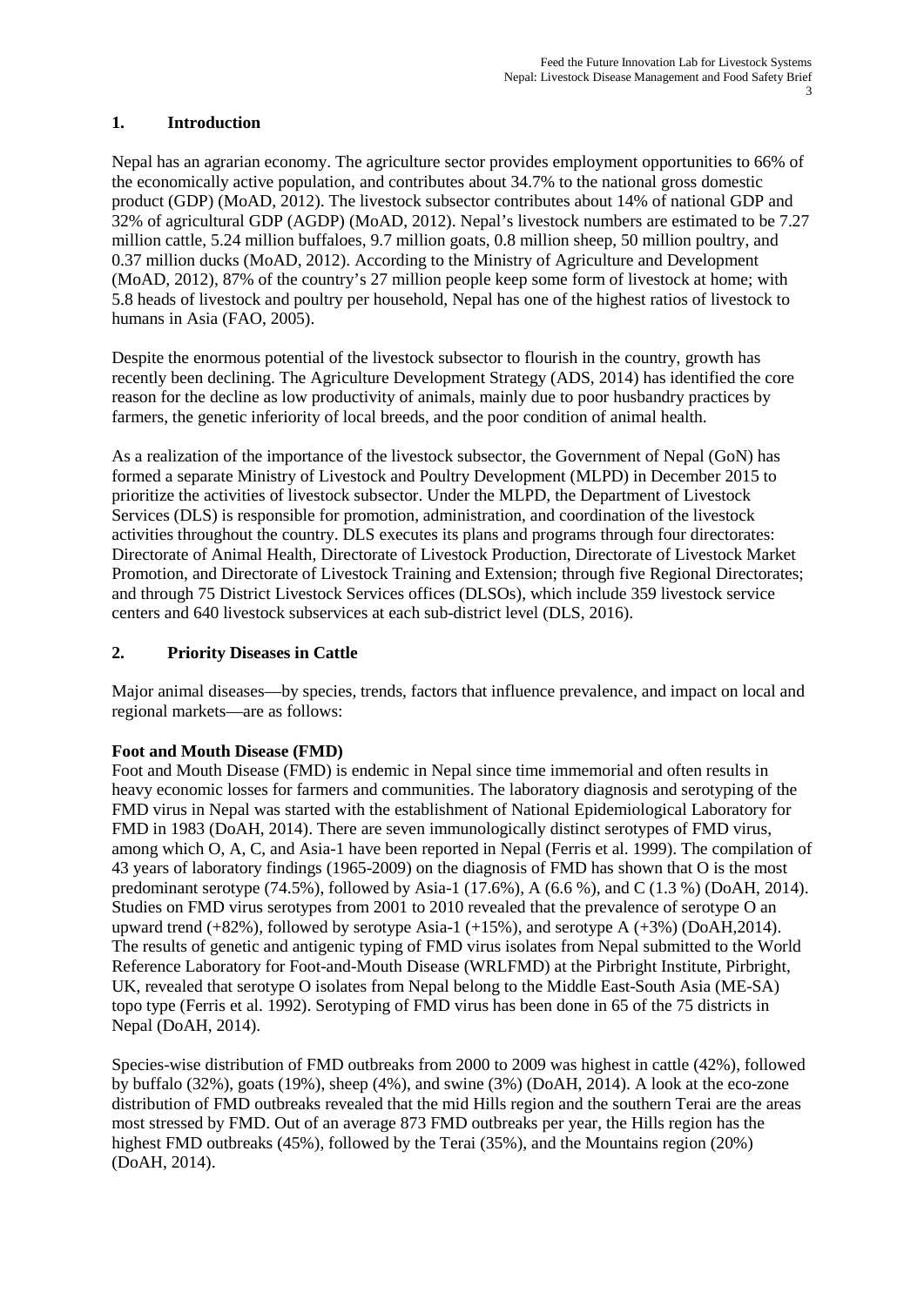## 1. Introduction

Nepal has an agrarian economy. The agriculture sector provides employment opportunities to 66% of the economically active population, and contributes about 34.7% to the national gross domestic product (GDP) (MoAD, 2012). The livestock subsector contributes about 14% of national GDP and 32% of agricultural GDP (AGDP) (MoAD, 2012). Nepal's livestock numbers are estimated to be 7.27 million cattle, 5.24 million buffaloes, 9.7 million goats, 0.8 million sheep, 50 million poultry, and 0.37 million ducks (MoAD, 2012). According to the Ministry of Agriculture and Development (MoAD, 2012), 87% of the country's 27 million people keep some form of livestock at home; with 5.8 heads of livestock and poultry per household, Nepal has one of the highest ratios of livestock to humans in Asia (FAO, 2005).

Despite the enormous potential of the livestock subsector to flourish in the country, growth has recently been declining. The Agriculture Development Strategy (ADS, 2014) has identified the core reason for the decline as low productivity of animals, mainly due to poor husbandry practices by farmers, the genetic inferiority of local breeds, and the poor condition of animal health.

As a realization of the importance of the livestock subsector, the Government of Nepal (GoN) has formed a separate Ministry of Livestock and Poultry Development (MLPD) in December 2015 to prioritize the activities of livestock subsector. Under the MLPD, the Department of Livestock Services (DLS) is responsible for promotion, administration, and coordination of the livestock activities throughout the country. DLS executes its plans and programs through four directorates: Directorate of Animal Health, Directorate of Livestock Production, Directorate of Livestock Market Promotion, and Directorate of Livestock Training and Extension; through five Regional Directorates; and through 75 District Livestock Services offices (DLSOs), which include 359 livestock service centers and 640 livestock subservices at each sub-district level (DLS, 2016).

## 2. Priority Diseases in Cattle

Major animal diseases—by species, trends, factors that influence prevalence, and impact on local and regional markets—are as follows:

**Foot and Mouth Disease (FMD)**

Foot and Mouth Disease (FMD) is endemic in Nepal since time immemorial and often results in heavy economic losses for farmers and communities. The laboratory diagnosis and serotyping of the FMD virus in Nepal was started with the establishment of National Epidemiological Laboratory for FMD in 1983 (DoAH, 2014). There are seven immunologically distinct serotypes of FMD virus, among which O, A, C, and Asia-1 have been reported in Nepal (Ferris et al. 1999). The compilation of 43 years of laboratory findings (1965-2009) on the diagnosis of FMD has shown that O is the most predominant serotype (74.5%), followed by Asia-1 (17.6%), A (6.6 %), and C (1.3 %) (DoAH, 2014). Studies on FMD virus serotypes from 2001 to 2010 revealed that the prevalence of serotype O an upward trend (+82%), followed by serotype Asia-1 (+15%), and serotype A (+3%) (DoAH,2014). The results of genetic and antigenic typing of FMD virus isolates from Nepal submitted to the World Reference Laboratory for Foot-and-Mouth Disease (WRLFMD) at the Pirbright Institute, Pirbright, UK, revealed that serotype O isolates from Nepal belong to the Middle East-South Asia (ME-SA) topo type (Ferris et al. 1992). Serotyping of FMD virus has been done in 65 of the 75 districts in Nepal (DoAH, 2014).

Species-wise distribution of FMD outbreaks from 2000 to 2009 was highest in cattle (42%), followed by buffalo (32%), goats (19%), sheep (4%), and swine (3%) (DoAH, 2014). A look at the eco-zone distribution of FMD outbreaks revealed that the mid Hills region and the southern Terai are the areas most stressed by FMD. Out of an average 873 FMD outbreaks per year, the Hills region has the highest FMD outbreaks (45%), followed by the Terai (35%), and the Mountains region (20%) (DoAH, 2014).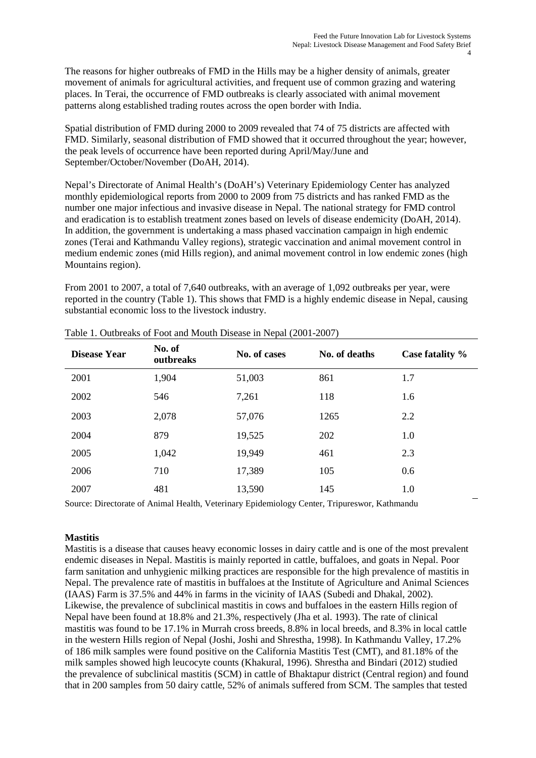The reasons for higher outbreaks of FMD in the Hills may be a higher density of animals, greater movement of animals for agricultural activities, and frequent use of common grazing and watering places. In Terai, the occurrence of FMD outbreaks is clearly associated with animal movement patterns along established trading routes across the open border with India.

Spatial distribution of FMD during 2000 to 2009 revealed that 74 of 75 districts are affected with FMD. Similarly, seasonal distribution of FMD showed that it occurred throughout the year; however, the peak levels of occurrence have been reported during April/May/June and September/October/November (DoAH, 2014).

Nepal's Directorate of Animal Health's (DoAH's) Veterinary Epidemiology Center has analyzed monthly epidemiological reports from 2000 to 2009 from 75 districts and has ranked FMD as the number one major infectious and invasive disease in Nepal. The national strategy for FMD control and eradication is to establish treatment zones based on levels of disease endemicity (DoAH, 2014). In addition, the government is undertaking a mass phased vaccination campaign in high endemic zones (Terai and Kathmandu Valley regions), strategic vaccination and animal movement control in medium endemic zones (mid Hills region), and animal movement control in low endemic zones (high Mountains region).

From 2001 to 2007, a total of 7,640 outbreaks, with an average of 1,092 outbreaks per year, were reported in the country (Table 1). This shows that FMD is a highly endemic disease in Nepal, causing substantial economic loss to the livestock industry.

Table 1. Outbreaks of Foot and Mouth Disease in Nepal (2001-2007)

| Disease Year | No. of outbreaks | No. of cases | No. of deaths | Case fatality % |
|---|---|---|---|---|
| 2001 | 1,904 | 51,003 | 861 | 1.7 |
| 2002 | 546 | 7,261 | 118 | 1.6 |
| 2003 | 2,078 | 57,076 | 1265 | 2.2 |
| 2004 | 879 | 19,525 | 202 | 1.0 |
| 2005 | 1,042 | 19,949 | 461 | 2.3 |
| 2006 | 710 | 17,389 | 105 | 0.6 |
| 2007 | 481 | 13,590 | 145 | 1.0 |

Source: Directorate of Animal Health, Veterinary Epidemiology Center, Tripureswor, Kathmandu

**Mastitis**

Mastitis is a disease that causes heavy economic losses in dairy cattle and is one of the most prevalent endemic diseases in Nepal. Mastitis is mainly reported in cattle, buffaloes, and goats in Nepal. Poor farm sanitation and unhygienic milking practices are responsible for the high prevalence of mastitis in Nepal. The prevalence rate of mastitis in buffaloes at the Institute of Agriculture and Animal Sciences (IAAS) Farm is 37.5% and 44% in farms in the vicinity of IAAS (Subedi and Dhakal, 2002). Likewise, the prevalence of subclinical mastitis in cows and buffaloes in the eastern Hills region of Nepal have been found at 18.8% and 21.3%, respectively (Jha et al. 1993). The rate of clinical mastitis was found to be 17.1% in Murrah cross breeds, 8.8% in local breeds, and 8.3% in local cattle in the western Hills region of Nepal (Joshi, Joshi and Shrestha, 1998). In Kathmandu Valley, 17.2% of 186 milk samples were found positive on the California Mastitis Test (CMT), and 81.18% of the milk samples showed high leucocyte counts (Khakural, 1996). Shrestha and Bindari (2012) studied the prevalence of subclinical mastitis (SCM) in cattle of Bhaktapur district (Central region) and found that in 200 samples from 50 dairy cattle, 52% of animals suffered from SCM. The samples that tested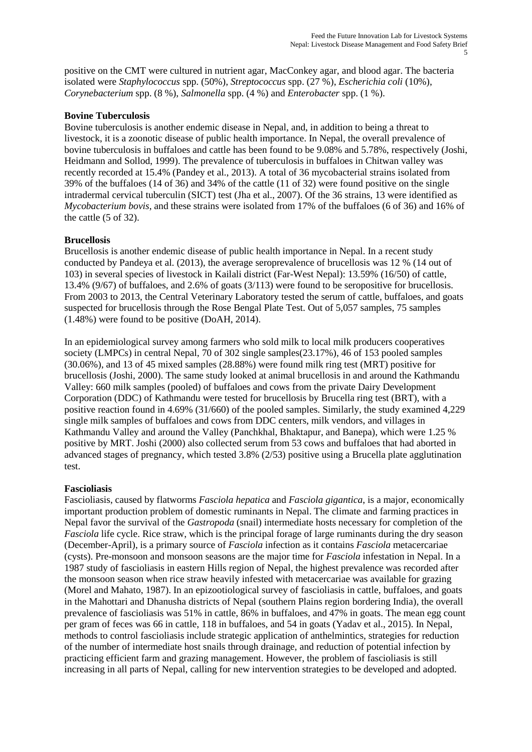positive on the CMT were cultured in nutrient agar, MacConkey agar, and blood agar. The bacteria isolated were *Staphylococcus* spp. (50%), *Streptococcus* spp. (27 %), *Escherichia coli* (10%), *Corynebacterium* spp. (8 %), *Salmonella* spp. (4 %) and *Enterobacter* spp. (1 %).

**Bovine Tuberculosis**

Bovine tuberculosis is another endemic disease in Nepal, and, in addition to being a threat to livestock, it is a zoonotic disease of public health importance. In Nepal, the overall prevalence of bovine tuberculosis in buffaloes and cattle has been found to be 9.08% and 5.78%, respectively (Joshi, Heidmann and Sollod, 1999). The prevalence of tuberculosis in buffaloes in Chitwan valley was recently recorded at 15.4% (Pandey et al., 2013). A total of 36 mycobacterial strains isolated from 39% of the buffaloes (14 of 36) and 34% of the cattle (11 of 32) were found positive on the single intradermal cervical tuberculin (SICT) test (Jha et al., 2007). Of the 36 strains, 13 were identified as *Mycobacterium bovis*, and these strains were isolated from 17% of the buffaloes (6 of 36) and 16% of the cattle (5 of 32).

**Brucellosis**

Brucellosis is another endemic disease of public health importance in Nepal. In a recent study conducted by Pandeya et al. (2013), the average seroprevalence of brucellosis was 12 % (14 out of 103) in several species of livestock in Kailali district (Far-West Nepal): 13.59% (16/50) of cattle, 13.4% (9/67) of buffaloes, and 2.6% of goats (3/113) were found to be seropositive for brucellosis. From 2003 to 2013, the Central Veterinary Laboratory tested the serum of cattle, buffaloes, and goats suspected for brucellosis through the Rose Bengal Plate Test. Out of 5,057 samples, 75 samples (1.48%) were found to be positive (DoAH, 2014).

In an epidemiological survey among farmers who sold milk to local milk producers cooperatives society (LMPCs) in central Nepal, 70 of 302 single samples(23.17%), 46 of 153 pooled samples (30.06%), and 13 of 45 mixed samples (28.88%) were found milk ring test (MRT) positive for brucellosis (Joshi, 2000). The same study looked at animal brucellosis in and around the Kathmandu Valley: 660 milk samples (pooled) of buffaloes and cows from the private Dairy Development Corporation (DDC) of Kathmandu were tested for brucellosis by Brucella ring test (BRT), with a positive reaction found in 4.69% (31/660) of the pooled samples. Similarly, the study examined 4,229 single milk samples of buffaloes and cows from DDC centers, milk vendors, and villages in Kathmandu Valley and around the Valley (Panchkhal, Bhaktapur, and Banepa), which were 1.25 % positive by MRT. Joshi (2000) also collected serum from 53 cows and buffaloes that had aborted in advanced stages of pregnancy, which tested 3.8% (2/53) positive using a Brucella plate agglutination test.

**Fascioliasis**

Fascioliasis, caused by flatworms *Fasciola hepatica* and *Fasciola gigantica*, is a major, economically important production problem of domestic ruminants in Nepal. The climate and farming practices in Nepal favor the survival of the *Gastropoda* (snail) intermediate hosts necessary for completion of the *Fasciola* life cycle. Rice straw, which is the principal forage of large ruminants during the dry season (December-April), is a primary source of *Fasciola* infection as it contains *Fasciola* metacercariae (cysts). Pre-monsoon and monsoon seasons are the major time for *Fasciola* infestation in Nepal. In a 1987 study of fascioliasis in eastern Hills region of Nepal, the highest prevalence was recorded after the monsoon season when rice straw heavily infested with metacercariae was available for grazing (Morel and Mahato, 1987). In an epizootiological survey of fascioliasis in cattle, buffaloes, and goats in the Mahottari and Dhanusha districts of Nepal (southern Plains region bordering India), the overall prevalence of fascioliasis was 51% in cattle, 86% in buffaloes, and 47% in goats. The mean egg count per gram of feces was 66 in cattle, 118 in buffaloes, and 54 in goats (Yadav et al., 2015). In Nepal, methods to control fascioliasis include strategic application of anthelmintics, strategies for reduction of the number of intermediate host snails through drainage, and reduction of potential infection by practicing efficient farm and grazing management. However, the problem of fascioliasis is still increasing in all parts of Nepal, calling for new intervention strategies to be developed and adopted.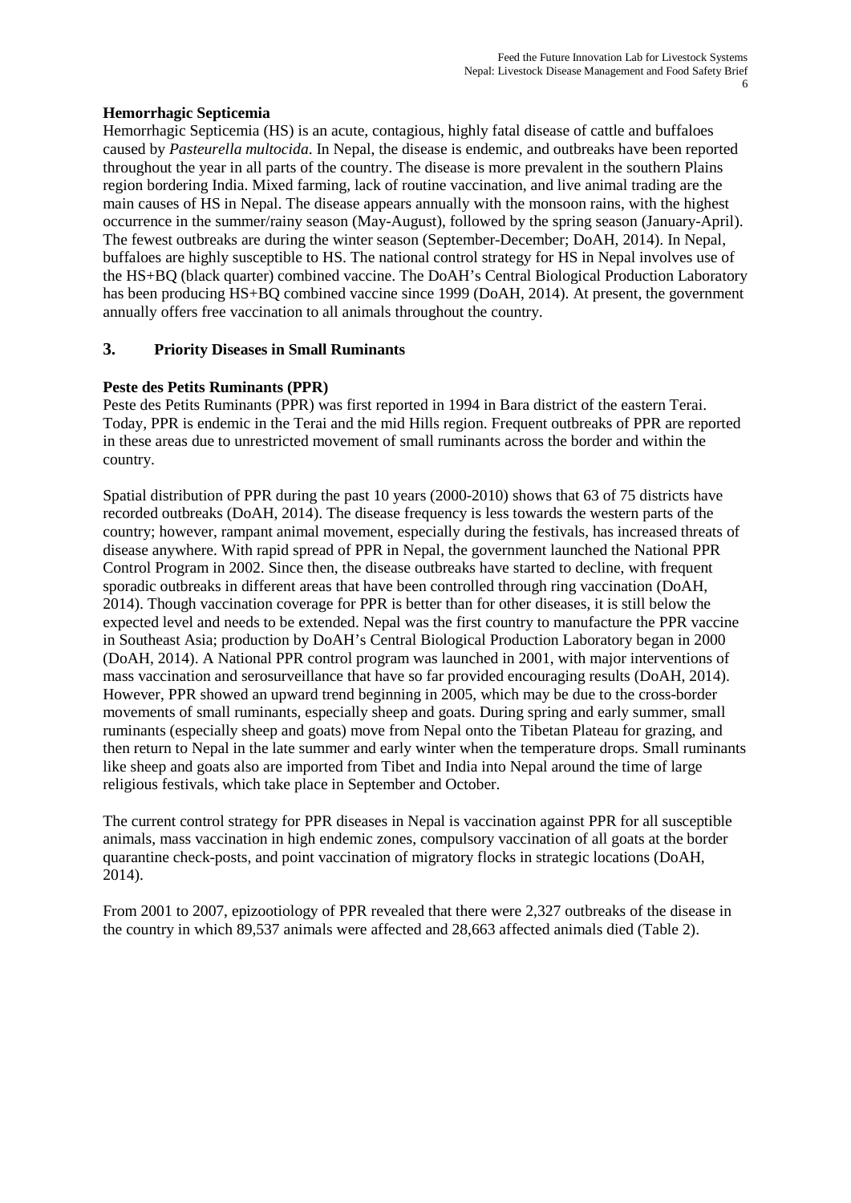### Hemorrhagic Septicemia

Hemorrhagic Septicemia (HS) is an acute, contagious, highly fatal disease of cattle and buffaloes caused by *Pasteurella multocida*. In Nepal, the disease is endemic, and outbreaks have been reported throughout the year in all parts of the country. The disease is more prevalent in the southern Plains region bordering India. Mixed farming, lack of routine vaccination, and live animal trading are the main causes of HS in Nepal. The disease appears annually with the monsoon rains, with the highest occurrence in the summer/rainy season (May-August), followed by the spring season (January-April). The fewest outbreaks are during the winter season (September-December; DoAH, 2014). In Nepal, buffaloes are highly susceptible to HS. The national control strategy for HS in Nepal involves use of the HS+BQ (black quarter) combined vaccine. The DoAH's Central Biological Production Laboratory has been producing HS+BQ combined vaccine since 1999 (DoAH, 2014). At present, the government annually offers free vaccination to all animals throughout the country.

## 3. Priority Diseases in Small Ruminants

### Peste des Petits Ruminants (PPR)

Peste des Petits Ruminants (PPR) was first reported in 1994 in Bara district of the eastern Terai. Today, PPR is endemic in the Terai and the mid Hills region. Frequent outbreaks of PPR are reported in these areas due to unrestricted movement of small ruminants across the border and within the country.

Spatial distribution of PPR during the past 10 years (2000-2010) shows that 63 of 75 districts have recorded outbreaks (DoAH, 2014). The disease frequency is less towards the western parts of the country; however, rampant animal movement, especially during the festivals, has increased threats of disease anywhere. With rapid spread of PPR in Nepal, the government launched the National PPR Control Program in 2002. Since then, the disease outbreaks have started to decline, with frequent sporadic outbreaks in different areas that have been controlled through ring vaccination (DoAH, 2014). Though vaccination coverage for PPR is better than for other diseases, it is still below the expected level and needs to be extended. Nepal was the first country to manufacture the PPR vaccine in Southeast Asia; production by DoAH's Central Biological Production Laboratory began in 2000 (DoAH, 2014). A National PPR control program was launched in 2001, with major interventions of mass vaccination and serosurveillance that have so far provided encouraging results (DoAH, 2014). However, PPR showed an upward trend beginning in 2005, which may be due to the cross-border movements of small ruminants, especially sheep and goats. During spring and early summer, small ruminants (especially sheep and goats) move from Nepal onto the Tibetan Plateau for grazing, and then return to Nepal in the late summer and early winter when the temperature drops. Small ruminants like sheep and goats also are imported from Tibet and India into Nepal around the time of large religious festivals, which take place in September and October.

The current control strategy for PPR diseases in Nepal is vaccination against PPR for all susceptible animals, mass vaccination in high endemic zones, compulsory vaccination of all goats at the border quarantine check-posts, and point vaccination of migratory flocks in strategic locations (DoAH, 2014).

From 2001 to 2007, epizootiology of PPR revealed that there were 2,327 outbreaks of the disease in the country in which 89,537 animals were affected and 28,663 affected animals died (Table 2).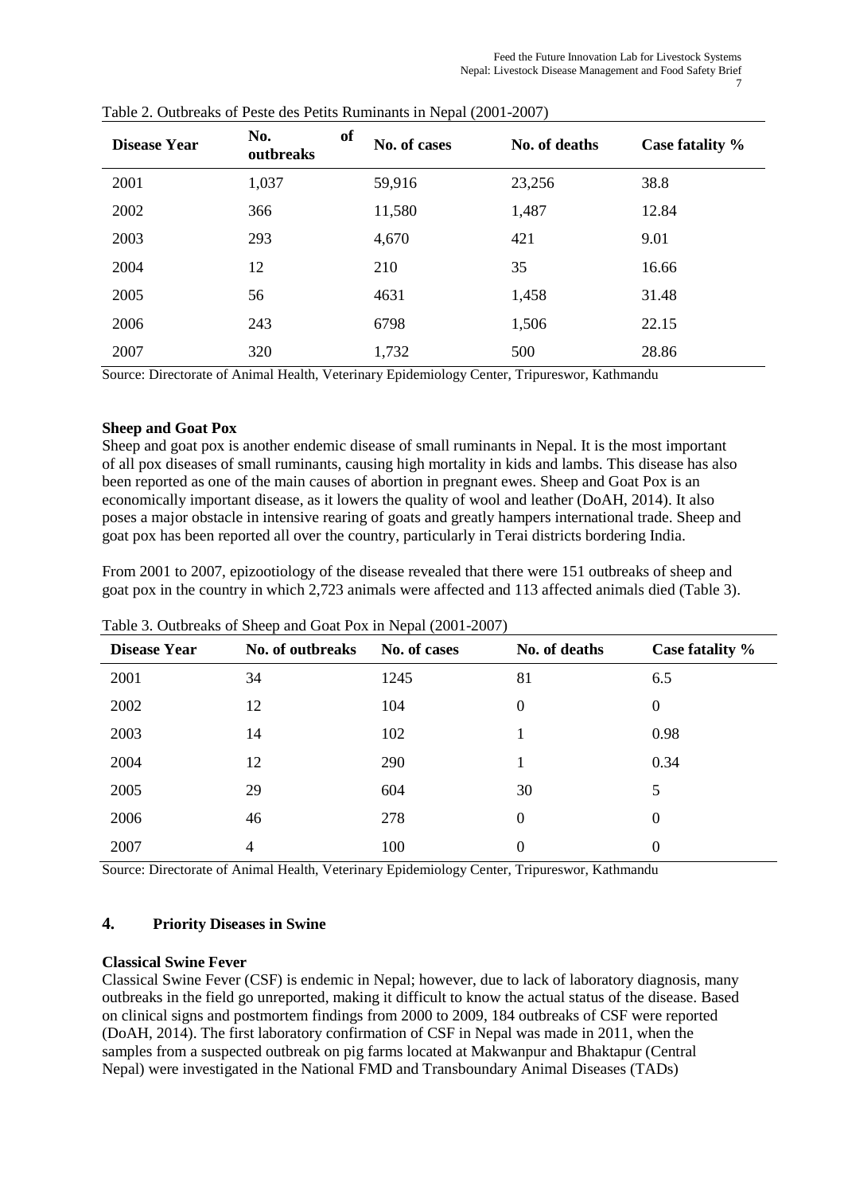Table 2. Outbreaks of Peste des Petits Ruminants in Nepal (2001-2007)

| Disease Year | No. of outbreaks | No. of cases | No. of deaths | Case fatality % |
|---|---|---|---|---|
| 2001 | 1,037 | 59,916 | 23,256 | 38.8 |
| 2002 | 366 | 11,580 | 1,487 | 12.84 |
| 2003 | 293 | 4,670 | 421 | 9.01 |
| 2004 | 12 | 210 | 35 | 16.66 |
| 2005 | 56 | 4631 | 1,458 | 31.48 |
| 2006 | 243 | 6798 | 1,506 | 22.15 |
| 2007 | 320 | 1,732 | 500 | 28.86 |

Source: Directorate of Animal Health, Veterinary Epidemiology Center, Tripureswor, Kathmandu

**Sheep and Goat Pox**

Sheep and goat pox is another endemic disease of small ruminants in Nepal. It is the most important of all pox diseases of small ruminants, causing high mortality in kids and lambs. This disease has also been reported as one of the main causes of abortion in pregnant ewes. Sheep and Goat Pox is an economically important disease, as it lowers the quality of wool and leather (DoAH, 2014). It also poses a major obstacle in intensive rearing of goats and greatly hampers international trade. Sheep and goat pox has been reported all over the country, particularly in Terai districts bordering India.

From 2001 to 2007, epizootiology of the disease revealed that there were 151 outbreaks of sheep and goat pox in the country in which 2,723 animals were affected and 113 affected animals died (Table 3).

Table 3. Outbreaks of Sheep and Goat Pox in Nepal (2001-2007)

| Disease Year | No. of outbreaks | No. of cases | No. of deaths | Case fatality % |
|---|---|---|---|---|
| 2001 | 34 | 1245 | 81 | 6.5 |
| 2002 | 12 | 104 | 0 | 0 |
| 2003 | 14 | 102 | 1 | 0.98 |
| 2004 | 12 | 290 | 1 | 0.34 |
| 2005 | 29 | 604 | 30 | 5 |
| 2006 | 46 | 278 | 0 | 0 |
| 2007 | 4 | 100 | 0 | 0 |

Source: Directorate of Animal Health, Veterinary Epidemiology Center, Tripureswor, Kathmandu

## 4. Priority Diseases in Swine

**Classical Swine Fever**

Classical Swine Fever (CSF) is endemic in Nepal; however, due to lack of laboratory diagnosis, many outbreaks in the field go unreported, making it difficult to know the actual status of the disease. Based on clinical signs and postmortem findings from 2000 to 2009, 184 outbreaks of CSF were reported (DoAH, 2014). The first laboratory confirmation of CSF in Nepal was made in 2011, when the samples from a suspected outbreak on pig farms located at Makwanpur and Bhaktapur (Central Nepal) were investigated in the National FMD and Transboundary Animal Diseases (TADs)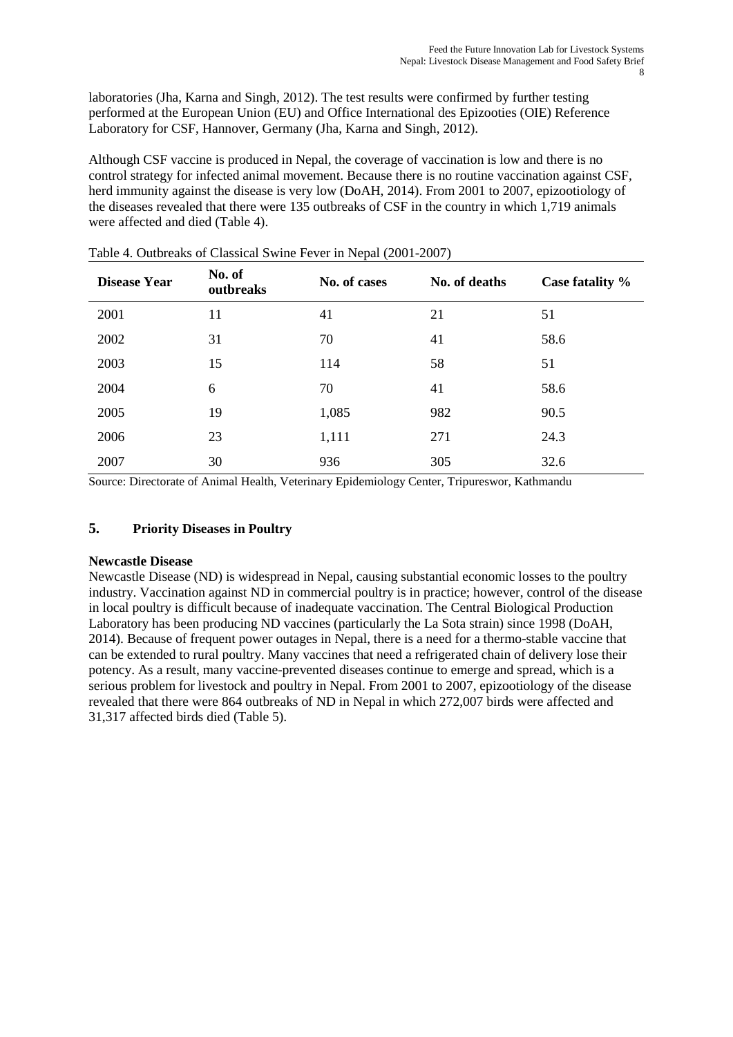laboratories (Jha, Karna and Singh, 2012). The test results were confirmed by further testing performed at the European Union (EU) and Office International des Epizooties (OIE) Reference Laboratory for CSF, Hannover, Germany (Jha, Karna and Singh, 2012).

Although CSF vaccine is produced in Nepal, the coverage of vaccination is low and there is no control strategy for infected animal movement. Because there is no routine vaccination against CSF, herd immunity against the disease is very low (DoAH, 2014). From 2001 to 2007, epizootiology of the diseases revealed that there were 135 outbreaks of CSF in the country in which 1,719 animals were affected and died (Table 4).

Table 4. Outbreaks of Classical Swine Fever in Nepal (2001-2007)

| Disease Year | No. of outbreaks | No. of cases | No. of deaths | Case fatality % |
|---|---|---|---|---|
| 2001 | 11 | 41 | 21 | 51 |
| 2002 | 31 | 70 | 41 | 58.6 |
| 2003 | 15 | 114 | 58 | 51 |
| 2004 | 6 | 70 | 41 | 58.6 |
| 2005 | 19 | 1,085 | 982 | 90.5 |
| 2006 | 23 | 1,111 | 271 | 24.3 |
| 2007 | 30 | 936 | 305 | 32.6 |

Source: Directorate of Animal Health, Veterinary Epidemiology Center, Tripureswor, Kathmandu

## 5. Priority Diseases in Poultry

**Newcastle Disease**

Newcastle Disease (ND) is widespread in Nepal, causing substantial economic losses to the poultry industry. Vaccination against ND in commercial poultry is in practice; however, control of the disease in local poultry is difficult because of inadequate vaccination. The Central Biological Production Laboratory has been producing ND vaccines (particularly the La Sota strain) since 1998 (DoAH, 2014). Because of frequent power outages in Nepal, there is a need for a thermo-stable vaccine that can be extended to rural poultry. Many vaccines that need a refrigerated chain of delivery lose their potency. As a result, many vaccine-prevented diseases continue to emerge and spread, which is a serious problem for livestock and poultry in Nepal. From 2001 to 2007, epizootiology of the disease revealed that there were 864 outbreaks of ND in Nepal in which 272,007 birds were affected and 31,317 affected birds died (Table 5).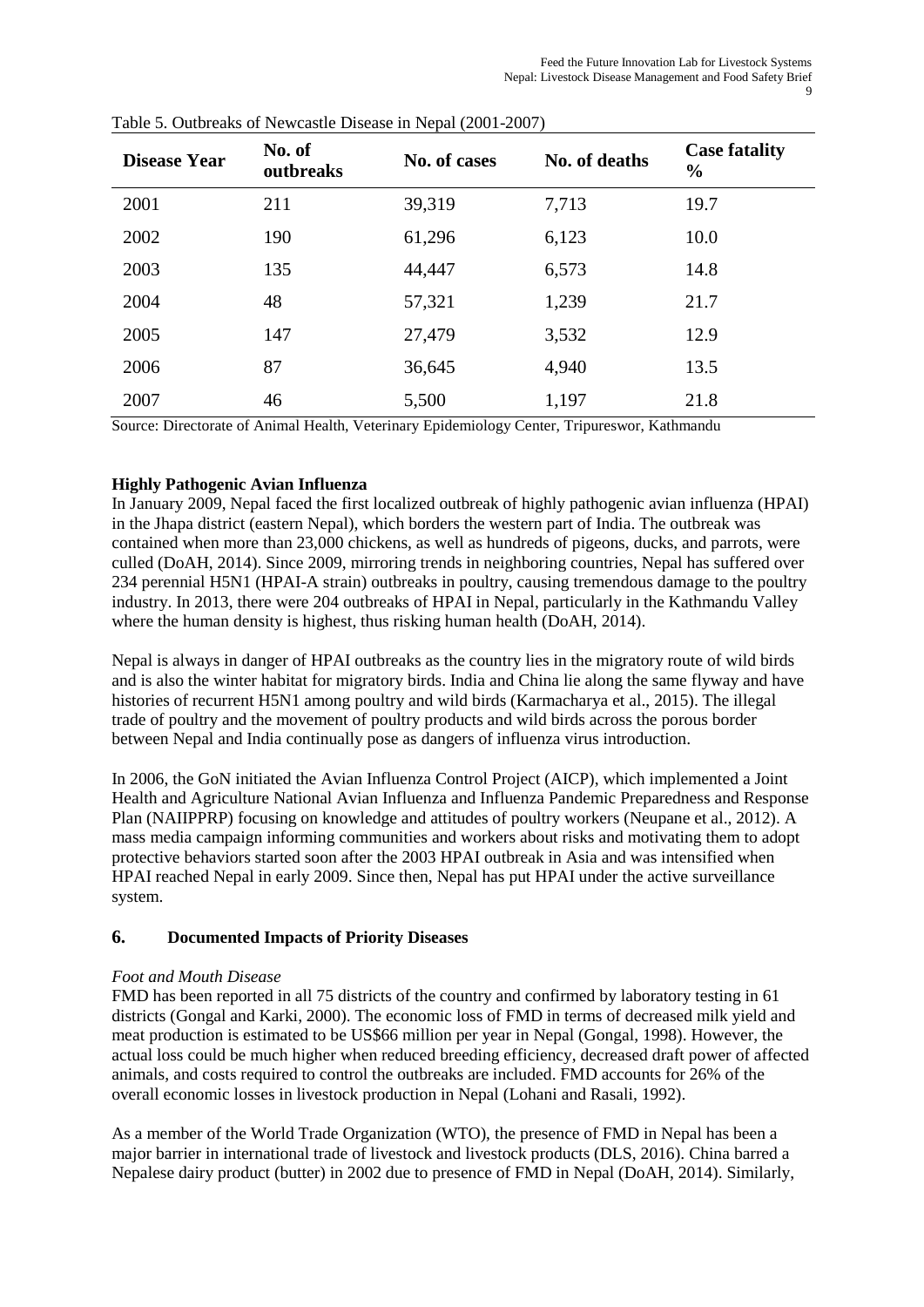Table 5. Outbreaks of Newcastle Disease in Nepal (2001-2007)

| Disease Year | No. of outbreaks | No. of cases | No. of deaths | Case fatality % |
|---|---|---|---|---|
| 2001 | 211 | 39,319 | 7,713 | 19.7 |
| 2002 | 190 | 61,296 | 6,123 | 10.0 |
| 2003 | 135 | 44,447 | 6,573 | 14.8 |
| 2004 | 48 | 57,321 | 1,239 | 21.7 |
| 2005 | 147 | 27,479 | 3,532 | 12.9 |
| 2006 | 87 | 36,645 | 4,940 | 13.5 |
| 2007 | 46 | 5,500 | 1,197 | 21.8 |

Source: Directorate of Animal Health, Veterinary Epidemiology Center, Tripureswor, Kathmandu

**Highly Pathogenic Avian Influenza**

In January 2009, Nepal faced the first localized outbreak of highly pathogenic avian influenza (HPAI) in the Jhapa district (eastern Nepal), which borders the western part of India. The outbreak was contained when more than 23,000 chickens, as well as hundreds of pigeons, ducks, and parrots, were culled (DoAH, 2014). Since 2009, mirroring trends in neighboring countries, Nepal has suffered over 234 perennial H5N1 (HPAI-A strain) outbreaks in poultry, causing tremendous damage to the poultry industry. In 2013, there were 204 outbreaks of HPAI in Nepal, particularly in the Kathmandu Valley where the human density is highest, thus risking human health (DoAH, 2014).

Nepal is always in danger of HPAI outbreaks as the country lies in the migratory route of wild birds and is also the winter habitat for migratory birds. India and China lie along the same flyway and have histories of recurrent H5N1 among poultry and wild birds (Karmacharya et al., 2015). The illegal trade of poultry and the movement of poultry products and wild birds across the porous border between Nepal and India continually pose as dangers of influenza virus introduction.

In 2006, the GoN initiated the Avian Influenza Control Project (AICP), which implemented a Joint Health and Agriculture National Avian Influenza and Influenza Pandemic Preparedness and Response Plan (NAIIPPRP) focusing on knowledge and attitudes of poultry workers (Neupane et al., 2012). A mass media campaign informing communities and workers about risks and motivating them to adopt protective behaviors started soon after the 2003 HPAI outbreak in Asia and was intensified when HPAI reached Nepal in early 2009. Since then, Nepal has put HPAI under the active surveillance system.

## 6. Documented Impacts of Priority Diseases

*Foot and Mouth Disease*

FMD has been reported in all 75 districts of the country and confirmed by laboratory testing in 61 districts (Gongal and Karki, 2000). The economic loss of FMD in terms of decreased milk yield and meat production is estimated to be US$66 million per year in Nepal (Gongal, 1998). However, the actual loss could be much higher when reduced breeding efficiency, decreased draft power of affected animals, and costs required to control the outbreaks are included. FMD accounts for 26% of the overall economic losses in livestock production in Nepal (Lohani and Rasali, 1992).

As a member of the World Trade Organization (WTO), the presence of FMD in Nepal has been a major barrier in international trade of livestock and livestock products (DLS, 2016). China barred a Nepalese dairy product (butter) in 2002 due to presence of FMD in Nepal (DoAH, 2014). Similarly,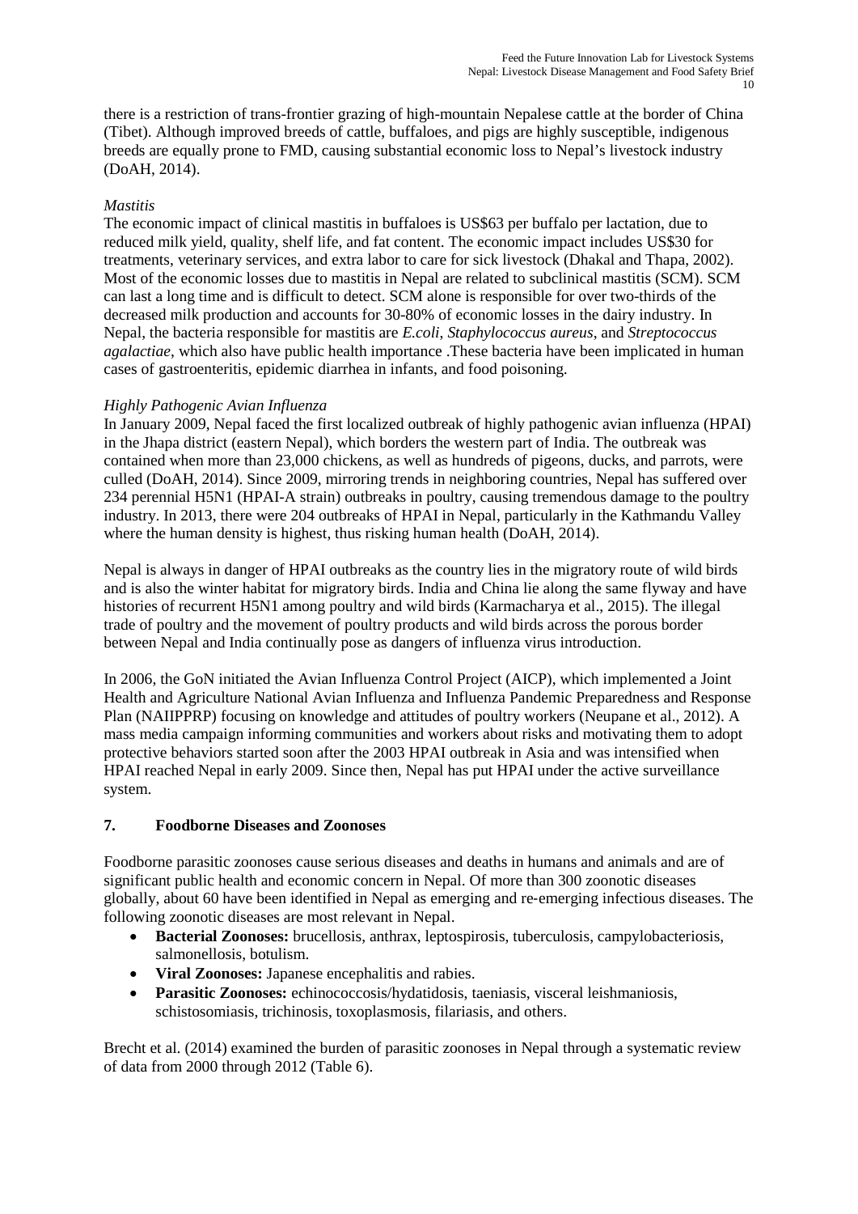there is a restriction of trans-frontier grazing of high-mountain Nepalese cattle at the border of China (Tibet). Although improved breeds of cattle, buffaloes, and pigs are highly susceptible, indigenous breeds are equally prone to FMD, causing substantial economic loss to Nepal's livestock industry (DoAH, 2014).

*Mastitis*

The economic impact of clinical mastitis in buffaloes is US$63 per buffalo per lactation, due to reduced milk yield, quality, shelf life, and fat content. The economic impact includes US$30 for treatments, veterinary services, and extra labor to care for sick livestock (Dhakal and Thapa, 2002). Most of the economic losses due to mastitis in Nepal are related to subclinical mastitis (SCM). SCM can last a long time and is difficult to detect. SCM alone is responsible for over two-thirds of the decreased milk production and accounts for 30-80% of economic losses in the dairy industry. In Nepal, the bacteria responsible for mastitis are *E.coli*, *Staphylococcus aureus*, and *Streptococcus agalactiae*, which also have public health importance .These bacteria have been implicated in human cases of gastroenteritis, epidemic diarrhea in infants, and food poisoning.

*Highly Pathogenic Avian Influenza*

In January 2009, Nepal faced the first localized outbreak of highly pathogenic avian influenza (HPAI) in the Jhapa district (eastern Nepal), which borders the western part of India. The outbreak was contained when more than 23,000 chickens, as well as hundreds of pigeons, ducks, and parrots, were culled (DoAH, 2014). Since 2009, mirroring trends in neighboring countries, Nepal has suffered over 234 perennial H5N1 (HPAI-A strain) outbreaks in poultry, causing tremendous damage to the poultry industry. In 2013, there were 204 outbreaks of HPAI in Nepal, particularly in the Kathmandu Valley where the human density is highest, thus risking human health (DoAH, 2014).

Nepal is always in danger of HPAI outbreaks as the country lies in the migratory route of wild birds and is also the winter habitat for migratory birds. India and China lie along the same flyway and have histories of recurrent H5N1 among poultry and wild birds (Karmacharya et al., 2015). The illegal trade of poultry and the movement of poultry products and wild birds across the porous border between Nepal and India continually pose as dangers of influenza virus introduction.

In 2006, the GoN initiated the Avian Influenza Control Project (AICP), which implemented a Joint Health and Agriculture National Avian Influenza and Influenza Pandemic Preparedness and Response Plan (NAIIPPRP) focusing on knowledge and attitudes of poultry workers (Neupane et al., 2012). A mass media campaign informing communities and workers about risks and motivating them to adopt protective behaviors started soon after the 2003 HPAI outbreak in Asia and was intensified when HPAI reached Nepal in early 2009. Since then, Nepal has put HPAI under the active surveillance system.

## 7. Foodborne Diseases and Zoonoses

Foodborne parasitic zoonoses cause serious diseases and deaths in humans and animals and are of significant public health and economic concern in Nepal. Of more than 300 zoonotic diseases globally, about 60 have been identified in Nepal as emerging and re-emerging infectious diseases. The following zoonotic diseases are most relevant in Nepal.

- **Bacterial Zoonoses:** brucellosis, anthrax, leptospirosis, tuberculosis, campylobacteriosis, salmonellosis, botulism.
- **Viral Zoonoses:** Japanese encephalitis and rabies.
- **Parasitic Zoonoses:** echinococcosis/hydatidosis, taeniasis, visceral leishmaniosis, schistosomiasis, trichinosis, toxoplasmosis, filariasis, and others.

Brecht et al. (2014) examined the burden of parasitic zoonoses in Nepal through a systematic review of data from 2000 through 2012 (Table 6).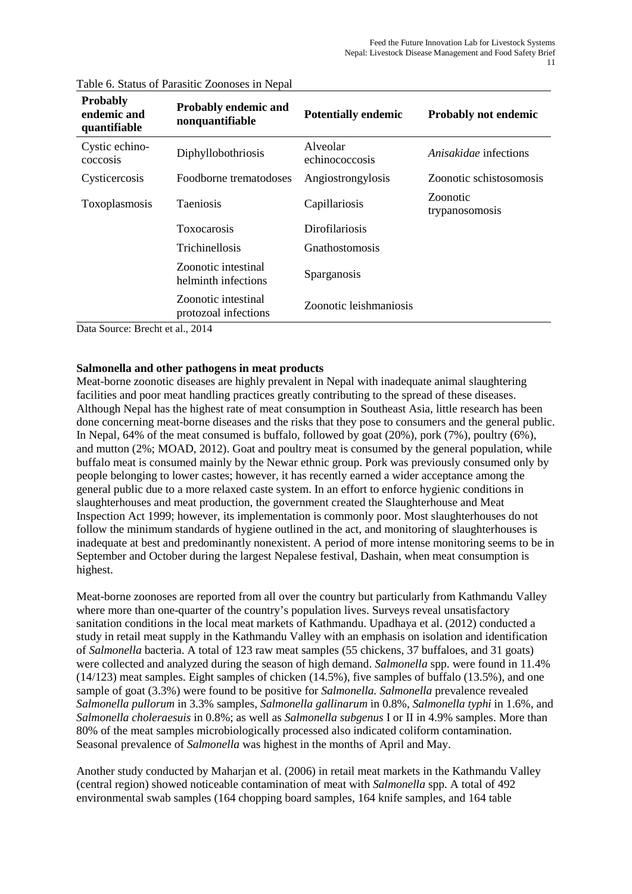Table 6. Status of Parasitic Zoonoses in Nepal

| Probably endemic and quantifiable | Probably endemic and nonquantifiable | Potentially endemic | Probably not endemic |
|---|---|---|---|
| Cystic echino-coccosis | Diphyllobothriosis | Alveolar echinococcosis | *Anisakidae* infections |
| Cysticercosis | Foodborne trematodoses | Angiostrongylosis | Zoonotic schistosomosis |
| Toxoplasmosis | Taeniosis | Capillariosis | Zoonotic trypanosomosis |
| | Toxocarosis | Dirofilariosis | |
| | Trichinellosis | Gnathostomosis | |
| | Zoonotic intestinal helminth infections | Sparganosis | |
| | Zoonotic intestinal protozoal infections | Zoonotic leishmaniosis | |

Data Source: Brecht et al., 2014

**Salmonella and other pathogens in meat products**

Meat-borne zoonotic diseases are highly prevalent in Nepal with inadequate animal slaughtering facilities and poor meat handling practices greatly contributing to the spread of these diseases. Although Nepal has the highest rate of meat consumption in Southeast Asia, little research has been done concerning meat-borne diseases and the risks that they pose to consumers and the general public. In Nepal, 64% of the meat consumed is buffalo, followed by goat (20%), pork (7%), poultry (6%), and mutton (2%; MOAD, 2012). Goat and poultry meat is consumed by the general population, while buffalo meat is consumed mainly by the Newar ethnic group. Pork was previously consumed only by people belonging to lower castes; however, it has recently earned a wider acceptance among the general public due to a more relaxed caste system. In an effort to enforce hygienic conditions in slaughterhouses and meat production, the government created the Slaughterhouse and Meat Inspection Act 1999; however, its implementation is commonly poor. Most slaughterhouses do not follow the minimum standards of hygiene outlined in the act, and monitoring of slaughterhouses is inadequate at best and predominantly nonexistent. A period of more intense monitoring seems to be in September and October during the largest Nepalese festival, Dashain, when meat consumption is highest.

Meat-borne zoonoses are reported from all over the country but particularly from Kathmandu Valley where more than one-quarter of the country's population lives. Surveys reveal unsatisfactory sanitation conditions in the local meat markets of Kathmandu. Upadhaya et al. (2012) conducted a study in retail meat supply in the Kathmandu Valley with an emphasis on isolation and identification of *Salmonella* bacteria. A total of 123 raw meat samples (55 chickens, 37 buffaloes, and 31 goats) were collected and analyzed during the season of high demand. *Salmonella* spp. were found in 11.4% (14/123) meat samples. Eight samples of chicken (14.5%), five samples of buffalo (13.5%), and one sample of goat (3.3%) were found to be positive for *Salmonella. Salmonella* prevalence revealed *Salmonella pullorum* in 3.3% samples, *Salmonella gallinarum* in 0.8%, *Salmonella typhi* in 1.6%, and *Salmonella choleraesuis* in 0.8%; as well as *Salmonella subgenus* I or II in 4.9% samples. More than 80% of the meat samples microbiologically processed also indicated coliform contamination. Seasonal prevalence of *Salmonella* was highest in the months of April and May.

Another study conducted by Maharjan et al. (2006) in retail meat markets in the Kathmandu Valley (central region) showed noticeable contamination of meat with *Salmonella* spp. A total of 492 environmental swab samples (164 chopping board samples, 164 knife samples, and 164 table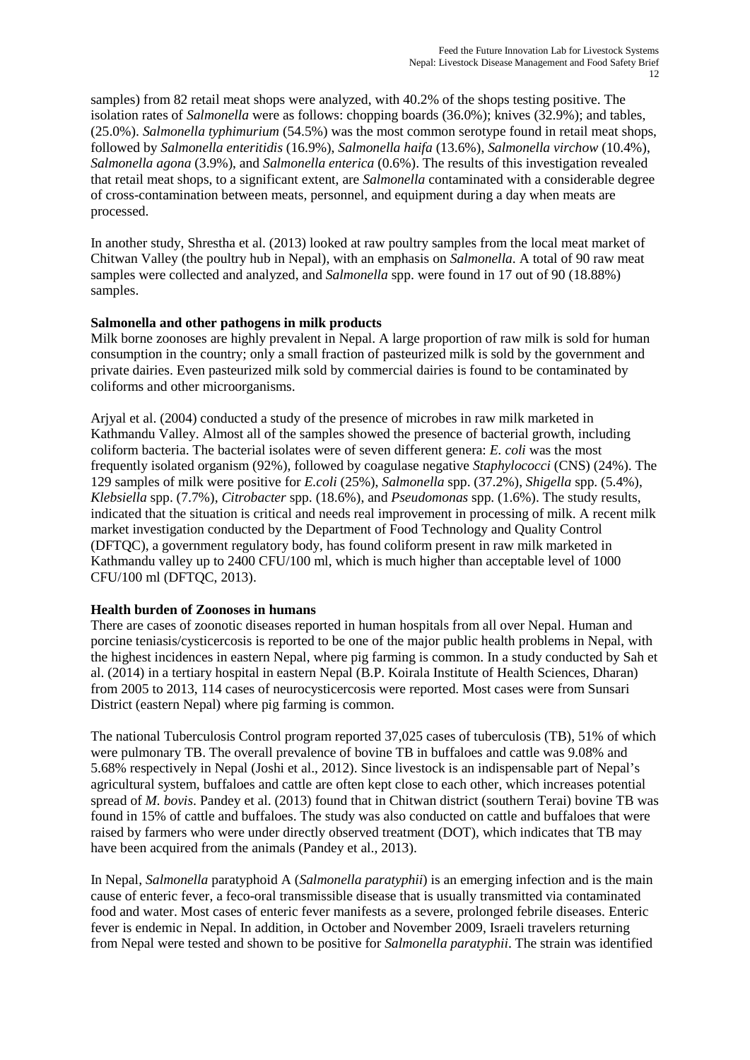samples) from 82 retail meat shops were analyzed, with 40.2% of the shops testing positive. The isolation rates of *Salmonella* were as follows: chopping boards (36.0%); knives (32.9%); and tables, (25.0%). *Salmonella typhimurium* (54.5%) was the most common serotype found in retail meat shops, followed by *Salmonella enteritidis* (16.9%), *Salmonella haifa* (13.6%), *Salmonella virchow* (10.4%), *Salmonella agona* (3.9%), and *Salmonella enterica* (0.6%). The results of this investigation revealed that retail meat shops, to a significant extent, are *Salmonella* contaminated with a considerable degree of cross-contamination between meats, personnel, and equipment during a day when meats are processed.

In another study, Shrestha et al. (2013) looked at raw poultry samples from the local meat market of Chitwan Valley (the poultry hub in Nepal), with an emphasis on *Salmonella*. A total of 90 raw meat samples were collected and analyzed, and *Salmonella* spp. were found in 17 out of 90 (18.88%) samples.

**Salmonella and other pathogens in milk products**

Milk borne zoonoses are highly prevalent in Nepal. A large proportion of raw milk is sold for human consumption in the country; only a small fraction of pasteurized milk is sold by the government and private dairies. Even pasteurized milk sold by commercial dairies is found to be contaminated by coliforms and other microorganisms.

Arjyal et al. (2004) conducted a study of the presence of microbes in raw milk marketed in Kathmandu Valley. Almost all of the samples showed the presence of bacterial growth, including coliform bacteria. The bacterial isolates were of seven different genera: *E. coli* was the most frequently isolated organism (92%), followed by coagulase negative *Staphylococci* (CNS) (24%). The 129 samples of milk were positive for *E.coli* (25%), *Salmonella* spp. (37.2%), *Shigella* spp. (5.4%), *Klebsiella* spp. (7.7%), *Citrobacter* spp. (18.6%), and *Pseudomonas* spp. (1.6%). The study results, indicated that the situation is critical and needs real improvement in processing of milk. A recent milk market investigation conducted by the Department of Food Technology and Quality Control (DFTQC), a government regulatory body, has found coliform present in raw milk marketed in Kathmandu valley up to 2400 CFU/100 ml, which is much higher than acceptable level of 1000 CFU/100 ml (DFTQC, 2013).

**Health burden of Zoonoses in humans**

There are cases of zoonotic diseases reported in human hospitals from all over Nepal. Human and porcine teniasis/cysticercosis is reported to be one of the major public health problems in Nepal, with the highest incidences in eastern Nepal, where pig farming is common. In a study conducted by Sah et al. (2014) in a tertiary hospital in eastern Nepal (B.P. Koirala Institute of Health Sciences, Dharan) from 2005 to 2013, 114 cases of neurocysticercosis were reported. Most cases were from Sunsari District (eastern Nepal) where pig farming is common.

The national Tuberculosis Control program reported 37,025 cases of tuberculosis (TB), 51% of which were pulmonary TB. The overall prevalence of bovine TB in buffaloes and cattle was 9.08% and 5.68% respectively in Nepal (Joshi et al., 2012). Since livestock is an indispensable part of Nepal's agricultural system, buffaloes and cattle are often kept close to each other, which increases potential spread of *M. bovis*. Pandey et al. (2013) found that in Chitwan district (southern Terai) bovine TB was found in 15% of cattle and buffaloes. The study was also conducted on cattle and buffaloes that were raised by farmers who were under directly observed treatment (DOT), which indicates that TB may have been acquired from the animals (Pandey et al., 2013).

In Nepal, *Salmonella* paratyphoid A (*Salmonella paratyphii*) is an emerging infection and is the main cause of enteric fever, a feco-oral transmissible disease that is usually transmitted via contaminated food and water. Most cases of enteric fever manifests as a severe, prolonged febrile diseases. Enteric fever is endemic in Nepal. In addition, in October and November 2009, Israeli travelers returning from Nepal were tested and shown to be positive for *Salmonella paratyphii*. The strain was identified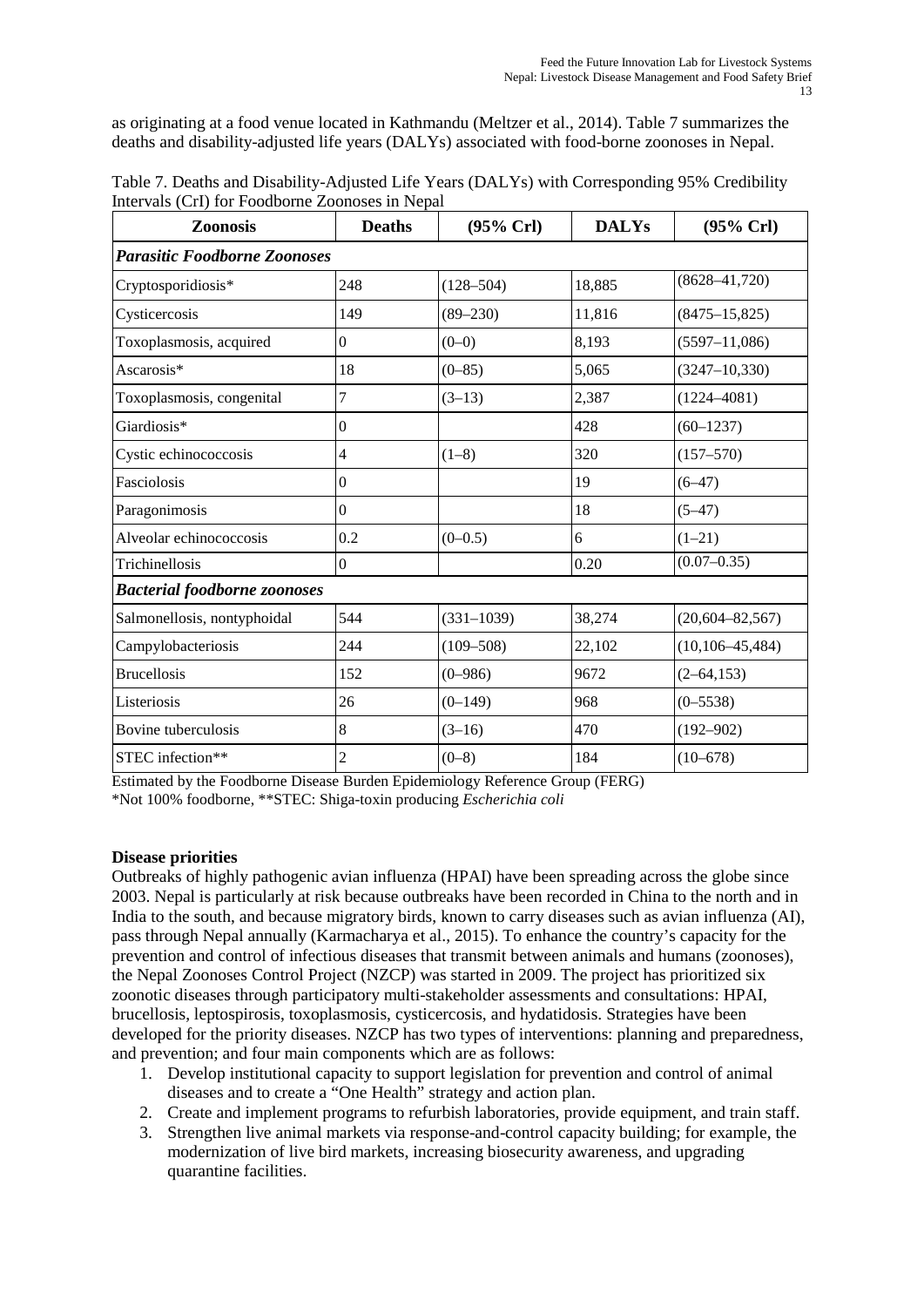as originating at a food venue located in Kathmandu (Meltzer et al., 2014). Table 7 summarizes the deaths and disability-adjusted life years (DALYs) associated with food-borne zoonoses in Nepal.

Table 7. Deaths and Disability-Adjusted Life Years (DALYs) with Corresponding 95% Credibility Intervals (CrI) for Foodborne Zoonoses in Nepal

| Zoonosis | Deaths | (95% Crl) | DALYs | (95% Crl) |
|---|---|---|---|---|
| ***Parasitic Foodborne Zoonoses*** | | | | |
| Cryptosporidiosis* | 248 | (128–504) | 18,885 | (8628–41,720) |
| Cysticercosis | 149 | (89–230) | 11,816 | (8475–15,825) |
| Toxoplasmosis, acquired | 0 | (0–0) | 8,193 | (5597–11,086) |
| Ascarosis* | 18 | (0–85) | 5,065 | (3247–10,330) |
| Toxoplasmosis, congenital | 7 | (3–13) | 2,387 | (1224–4081) |
| Giardiosis* | 0 | | 428 | (60–1237) |
| Cystic echinococcosis | 4 | (1–8) | 320 | (157–570) |
| Fasciolosis | 0 | | 19 | (6–47) |
| Paragonimosis | 0 | | 18 | (5–47) |
| Alveolar echinococcosis | 0.2 | (0–0.5) | 6 | (1–21) |
| Trichinellosis | 0 | | 0.20 | (0.07–0.35) |
| ***Bacterial foodborne zoonoses*** | | | | |
| Salmonellosis, nontyphoidal | 544 | (331–1039) | 38,274 | (20,604–82,567) |
| Campylobacteriosis | 244 | (109–508) | 22,102 | (10,106–45,484) |
| Brucellosis | 152 | (0–986) | 9672 | (2–64,153) |
| Listeriosis | 26 | (0–149) | 968 | (0–5538) |
| Bovine tuberculosis | 8 | (3–16) | 470 | (192–902) |
| STEC infection** | 2 | (0–8) | 184 | (10–678) |

Estimated by the Foodborne Disease Burden Epidemiology Reference Group (FERG)
*Not 100% foodborne, **STEC: Shiga-toxin producing *Escherichia coli*

**Disease priorities**

Outbreaks of highly pathogenic avian influenza (HPAI) have been spreading across the globe since 2003. Nepal is particularly at risk because outbreaks have been recorded in China to the north and in India to the south, and because migratory birds, known to carry diseases such as avian influenza (AI), pass through Nepal annually (Karmacharya et al., 2015). To enhance the country's capacity for the prevention and control of infectious diseases that transmit between animals and humans (zoonoses), the Nepal Zoonoses Control Project (NZCP) was started in 2009. The project has prioritized six zoonotic diseases through participatory multi-stakeholder assessments and consultations: HPAI, brucellosis, leptospirosis, toxoplasmosis, cysticercosis, and hydatidosis. Strategies have been developed for the priority diseases. NZCP has two types of interventions: planning and preparedness, and prevention; and four main components which are as follows:

1. Develop institutional capacity to support legislation for prevention and control of animal diseases and to create a "One Health" strategy and action plan.
2. Create and implement programs to refurbish laboratories, provide equipment, and train staff.
3. Strengthen live animal markets via response-and-control capacity building; for example, the modernization of live bird markets, increasing biosecurity awareness, and upgrading quarantine facilities.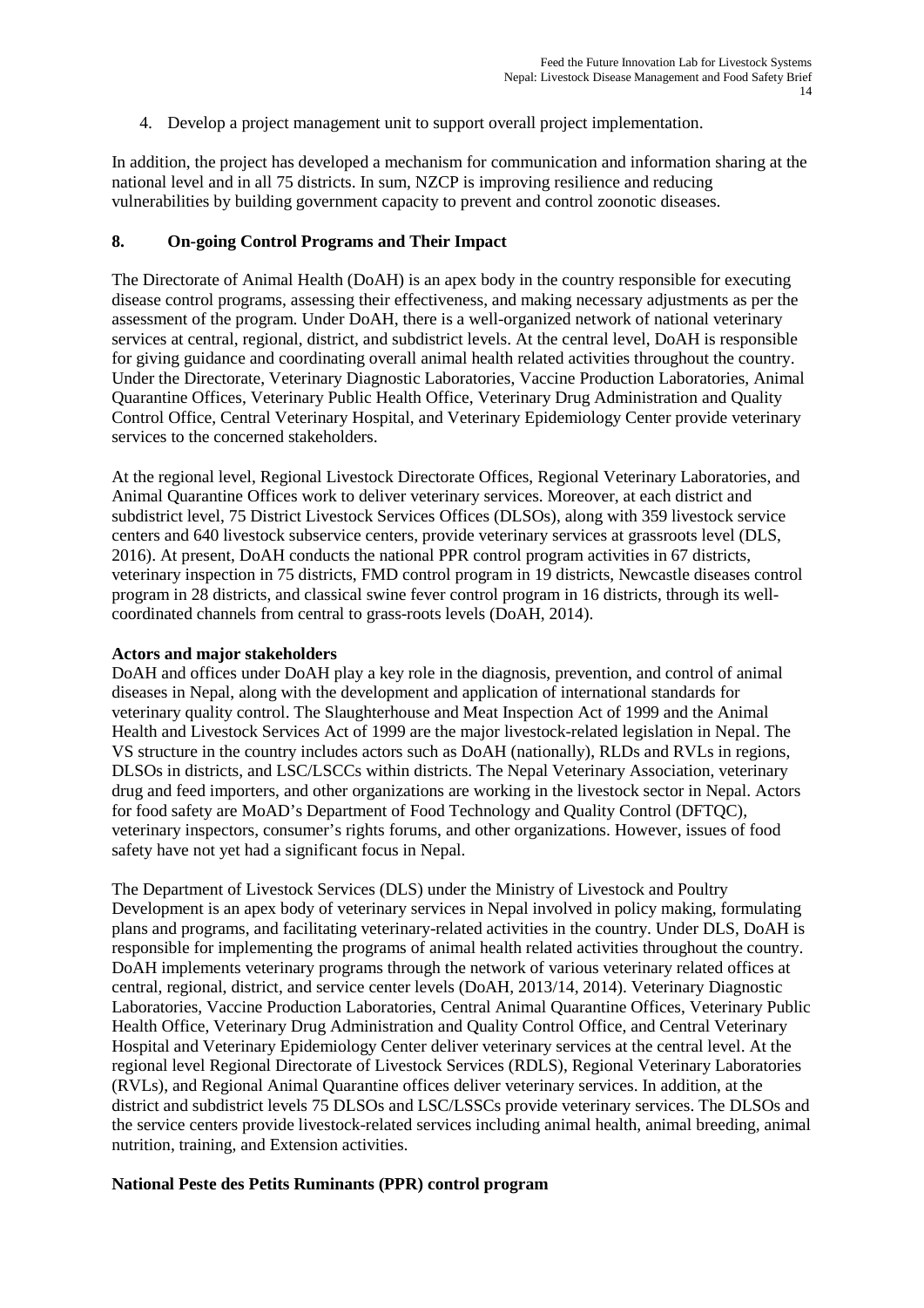4. Develop a project management unit to support overall project implementation.

In addition, the project has developed a mechanism for communication and information sharing at the national level and in all 75 districts. In sum, NZCP is improving resilience and reducing vulnerabilities by building government capacity to prevent and control zoonotic diseases.

## 8. On-going Control Programs and Their Impact

The Directorate of Animal Health (DoAH) is an apex body in the country responsible for executing disease control programs, assessing their effectiveness, and making necessary adjustments as per the assessment of the program. Under DoAH, there is a well-organized network of national veterinary services at central, regional, district, and subdistrict levels. At the central level, DoAH is responsible for giving guidance and coordinating overall animal health related activities throughout the country. Under the Directorate, Veterinary Diagnostic Laboratories, Vaccine Production Laboratories, Animal Quarantine Offices, Veterinary Public Health Office, Veterinary Drug Administration and Quality Control Office, Central Veterinary Hospital, and Veterinary Epidemiology Center provide veterinary services to the concerned stakeholders.

At the regional level, Regional Livestock Directorate Offices, Regional Veterinary Laboratories, and Animal Quarantine Offices work to deliver veterinary services. Moreover, at each district and subdistrict level, 75 District Livestock Services Offices (DLSOs), along with 359 livestock service centers and 640 livestock subservice centers, provide veterinary services at grassroots level (DLS, 2016). At present, DoAH conducts the national PPR control program activities in 67 districts, veterinary inspection in 75 districts, FMD control program in 19 districts, Newcastle diseases control program in 28 districts, and classical swine fever control program in 16 districts, through its well-coordinated channels from central to grass-roots levels (DoAH, 2014).

### Actors and major stakeholders

DoAH and offices under DoAH play a key role in the diagnosis, prevention, and control of animal diseases in Nepal, along with the development and application of international standards for veterinary quality control. The Slaughterhouse and Meat Inspection Act of 1999 and the Animal Health and Livestock Services Act of 1999 are the major livestock-related legislation in Nepal. The VS structure in the country includes actors such as DoAH (nationally), RLDs and RVLs in regions, DLSOs in districts, and LSC/LSCCs within districts. The Nepal Veterinary Association, veterinary drug and feed importers, and other organizations are working in the livestock sector in Nepal. Actors for food safety are MoAD's Department of Food Technology and Quality Control (DFTQC), veterinary inspectors, consumer's rights forums, and other organizations. However, issues of food safety have not yet had a significant focus in Nepal.

The Department of Livestock Services (DLS) under the Ministry of Livestock and Poultry Development is an apex body of veterinary services in Nepal involved in policy making, formulating plans and programs, and facilitating veterinary-related activities in the country. Under DLS, DoAH is responsible for implementing the programs of animal health related activities throughout the country. DoAH implements veterinary programs through the network of various veterinary related offices at central, regional, district, and service center levels (DoAH, 2013/14, 2014). Veterinary Diagnostic Laboratories, Vaccine Production Laboratories, Central Animal Quarantine Offices, Veterinary Public Health Office, Veterinary Drug Administration and Quality Control Office, and Central Veterinary Hospital and Veterinary Epidemiology Center deliver veterinary services at the central level. At the regional level Regional Directorate of Livestock Services (RDLS), Regional Veterinary Laboratories (RVLs), and Regional Animal Quarantine offices deliver veterinary services. In addition, at the district and subdistrict levels 75 DLSOs and LSC/LSSCs provide veterinary services. The DLSOs and the service centers provide livestock-related services including animal health, animal breeding, animal nutrition, training, and Extension activities.

### National Peste des Petits Ruminants (PPR) control program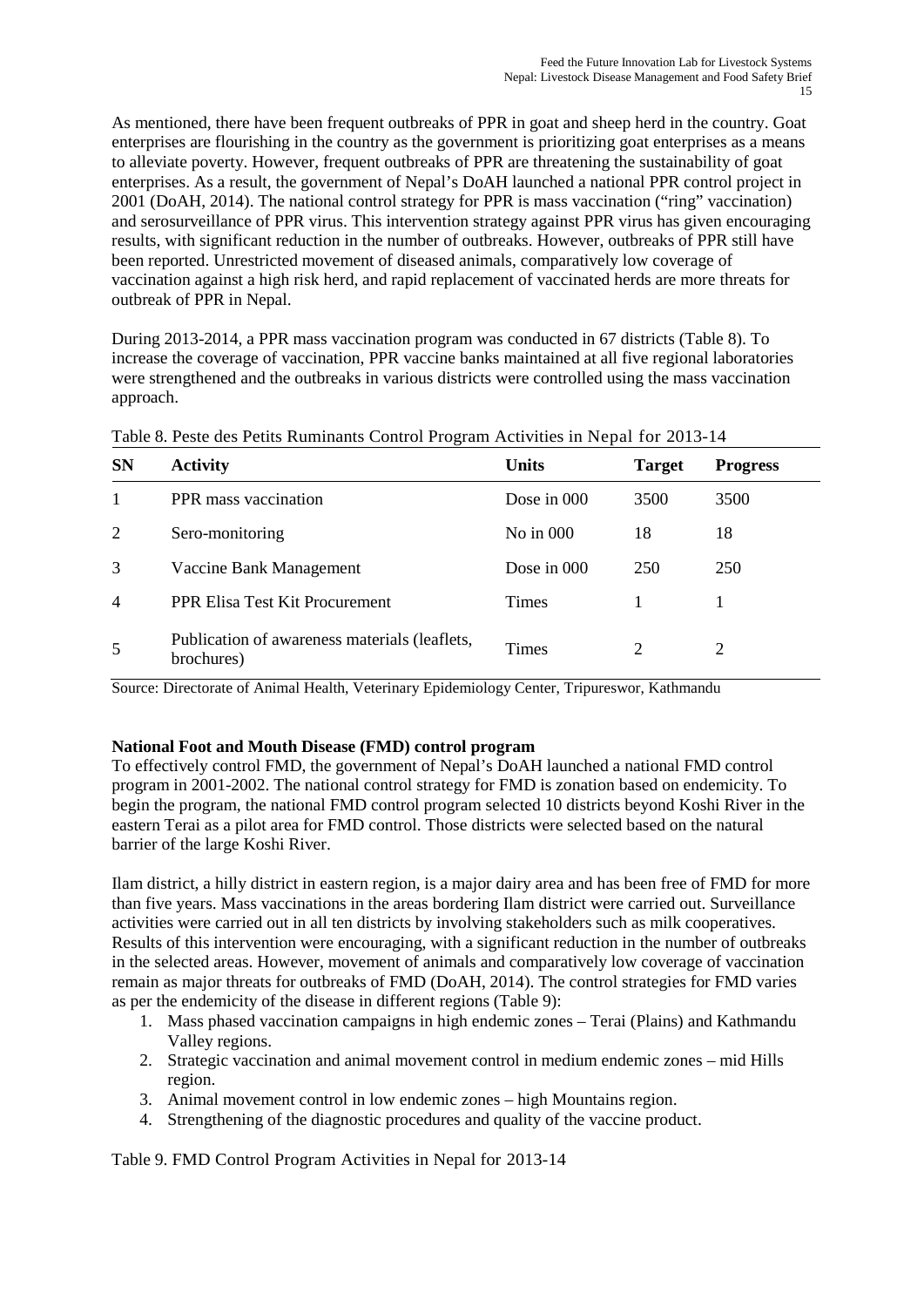As mentioned, there have been frequent outbreaks of PPR in goat and sheep herd in the country. Goat enterprises are flourishing in the country as the government is prioritizing goat enterprises as a means to alleviate poverty. However, frequent outbreaks of PPR are threatening the sustainability of goat enterprises. As a result, the government of Nepal's DoAH launched a national PPR control project in 2001 (DoAH, 2014). The national control strategy for PPR is mass vaccination ("ring" vaccination) and serosurveillance of PPR virus. This intervention strategy against PPR virus has given encouraging results, with significant reduction in the number of outbreaks. However, outbreaks of PPR still have been reported. Unrestricted movement of diseased animals, comparatively low coverage of vaccination against a high risk herd, and rapid replacement of vaccinated herds are more threats for outbreak of PPR in Nepal.

During 2013-2014, a PPR mass vaccination program was conducted in 67 districts (Table 8). To increase the coverage of vaccination, PPR vaccine banks maintained at all five regional laboratories were strengthened and the outbreaks in various districts were controlled using the mass vaccination approach.

Table 8. Peste des Petits Ruminants Control Program Activities in Nepal for 2013-14

| SN | Activity | Units | Target | Progress |
|---|---|---|---|---|
| 1 | PPR mass vaccination | Dose in 000 | 3500 | 3500 |
| 2 | Sero-monitoring | No in 000 | 18 | 18 |
| 3 | Vaccine Bank Management | Dose in 000 | 250 | 250 |
| 4 | PPR Elisa Test Kit Procurement | Times | 1 | 1 |
| 5 | Publication of awareness materials (leaflets, brochures) | Times | 2 | 2 |

Source: Directorate of Animal Health, Veterinary Epidemiology Center, Tripureswor, Kathmandu

**National Foot and Mouth Disease (FMD) control program**

To effectively control FMD, the government of Nepal's DoAH launched a national FMD control program in 2001-2002. The national control strategy for FMD is zonation based on endemicity. To begin the program, the national FMD control program selected 10 districts beyond Koshi River in the eastern Terai as a pilot area for FMD control. Those districts were selected based on the natural barrier of the large Koshi River.

Ilam district, a hilly district in eastern region, is a major dairy area and has been free of FMD for more than five years. Mass vaccinations in the areas bordering Ilam district were carried out. Surveillance activities were carried out in all ten districts by involving stakeholders such as milk cooperatives. Results of this intervention were encouraging, with a significant reduction in the number of outbreaks in the selected areas. However, movement of animals and comparatively low coverage of vaccination remain as major threats for outbreaks of FMD (DoAH, 2014). The control strategies for FMD varies as per the endemicity of the disease in different regions (Table 9):

1. Mass phased vaccination campaigns in high endemic zones – Terai (Plains) and Kathmandu Valley regions.
2. Strategic vaccination and animal movement control in medium endemic zones – mid Hills region.
3. Animal movement control in low endemic zones – high Mountains region.
4. Strengthening of the diagnostic procedures and quality of the vaccine product.

Table 9. FMD Control Program Activities in Nepal for 2013-14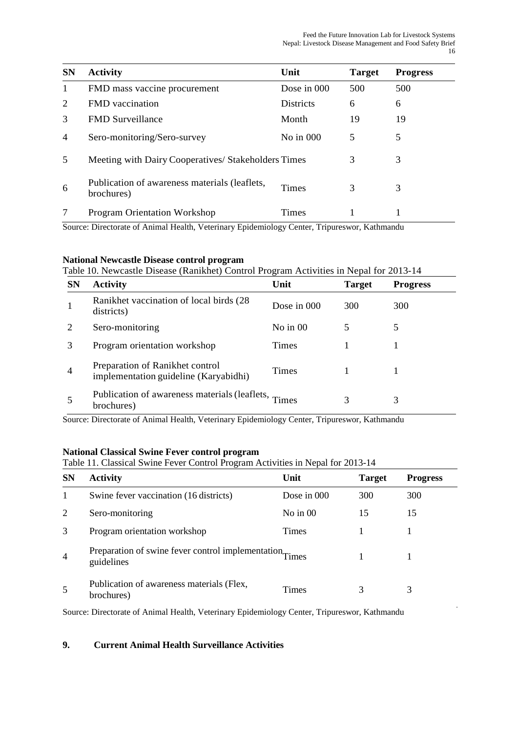| SN | Activity | Unit | Target | Progress |
|---|---|---|---|---|
| 1 | FMD mass vaccine procurement | Dose in 000 | 500 | 500 |
| 2 | FMD vaccination | Districts | 6 | 6 |
| 3 | FMD Surveillance | Month | 19 | 19 |
| 4 | Sero-monitoring/Sero-survey | No in 000 | 5 | 5 |
| 5 | Meeting with Dairy Cooperatives/ Stakeholders | Times | 3 | 3 |
| 6 | Publication of awareness materials (leaflets, brochures) | Times | 3 | 3 |
| 7 | Program Orientation Workshop | Times | 1 | 1 |

Source: Directorate of Animal Health, Veterinary Epidemiology Center, Tripureswor, Kathmandu

**National Newcastle Disease control program**

Table 10. Newcastle Disease (Ranikhet) Control Program Activities in Nepal for 2013-14

| SN | Activity | Unit | Target | Progress |
|---|---|---|---|---|
| 1 | Ranikhet vaccination of local birds (28 districts) | Dose in 000 | 300 | 300 |
| 2 | Sero-monitoring | No in 00 | 5 | 5 |
| 3 | Program orientation workshop | Times | 1 | 1 |
| 4 | Preparation of Ranikhet control implementation guideline (Karyabidhi) | Times | 1 | 1 |
| 5 | Publication of awareness materials (leaflets, brochures) | Times | 3 | 3 |

Source: Directorate of Animal Health, Veterinary Epidemiology Center, Tripureswor, Kathmandu

**National Classical Swine Fever control program**

Table 11. Classical Swine Fever Control Program Activities in Nepal for 2013-14

| SN | Activity | Unit | Target | Progress |
|---|---|---|---|---|
| 1 | Swine fever vaccination (16 districts) | Dose in 000 | 300 | 300 |
| 2 | Sero-monitoring | No in 00 | 15 | 15 |
| 3 | Program orientation workshop | Times | 1 | 1 |
| 4 | Preparation of swine fever control implementation guidelines | Times | 1 | 1 |
| 5 | Publication of awareness materials (Flex, brochures) | Times | 3 | 3 |

Source: Directorate of Animal Health, Veterinary Epidemiology Center, Tripureswor, Kathmandu

## 9. Current Animal Health Surveillance Activities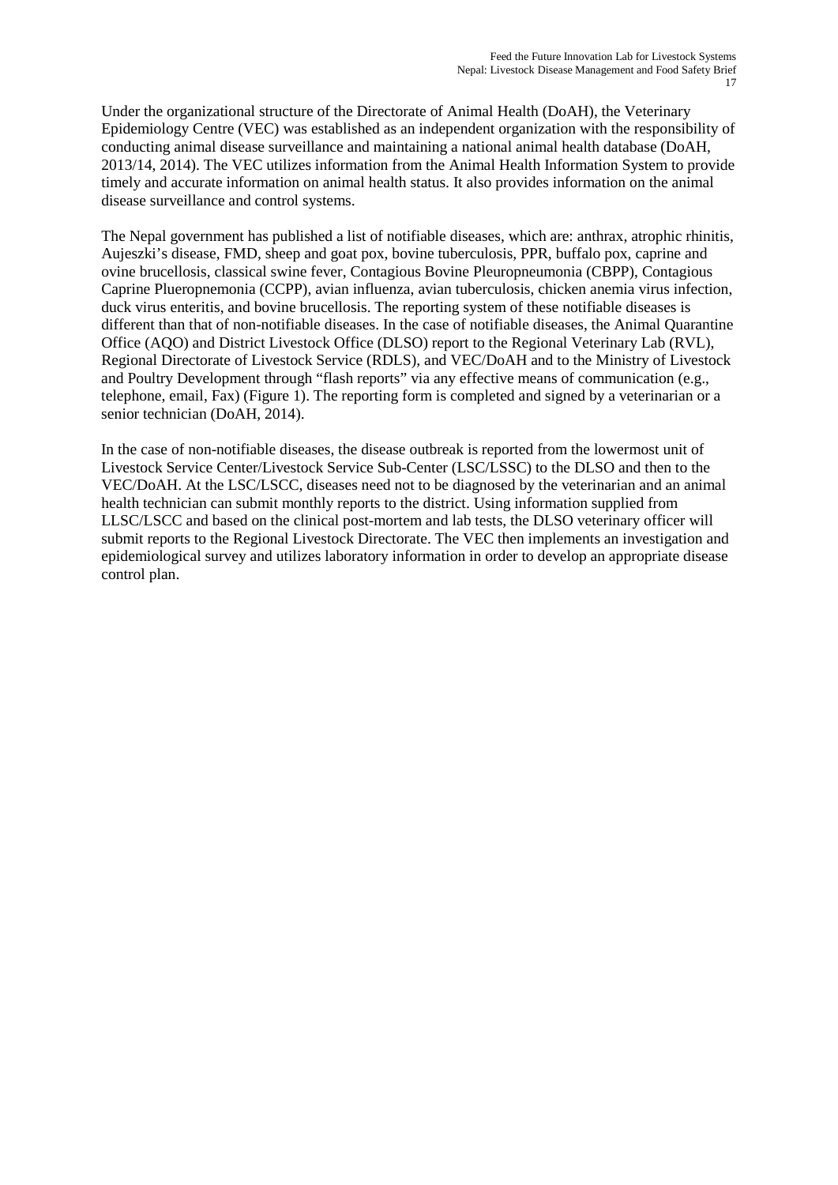Under the organizational structure of the Directorate of Animal Health (DoAH), the Veterinary Epidemiology Centre (VEC) was established as an independent organization with the responsibility of conducting animal disease surveillance and maintaining a national animal health database (DoAH, 2013/14, 2014). The VEC utilizes information from the Animal Health Information System to provide timely and accurate information on animal health status. It also provides information on the animal disease surveillance and control systems.

The Nepal government has published a list of notifiable diseases, which are: anthrax, atrophic rhinitis, Aujeszki's disease, FMD, sheep and goat pox, bovine tuberculosis, PPR, buffalo pox, caprine and ovine brucellosis, classical swine fever, Contagious Bovine Pleuropneumonia (CBPP), Contagious Caprine Plueropnemonia (CCPP), avian influenza, avian tuberculosis, chicken anemia virus infection, duck virus enteritis, and bovine brucellosis. The reporting system of these notifiable diseases is different than that of non-notifiable diseases. In the case of notifiable diseases, the Animal Quarantine Office (AQO) and District Livestock Office (DLSO) report to the Regional Veterinary Lab (RVL), Regional Directorate of Livestock Service (RDLS), and VEC/DoAH and to the Ministry of Livestock and Poultry Development through "flash reports" via any effective means of communication (e.g., telephone, email, Fax) (Figure 1). The reporting form is completed and signed by a veterinarian or a senior technician (DoAH, 2014).

In the case of non-notifiable diseases, the disease outbreak is reported from the lowermost unit of Livestock Service Center/Livestock Service Sub-Center (LSC/LSSC) to the DLSO and then to the VEC/DoAH. At the LSC/LSCC, diseases need not to be diagnosed by the veterinarian and an animal health technician can submit monthly reports to the district. Using information supplied from LLSC/LSCC and based on the clinical post-mortem and lab tests, the DLSO veterinary officer will submit reports to the Regional Livestock Directorate. The VEC then implements an investigation and epidemiological survey and utilizes laboratory information in order to develop an appropriate disease control plan.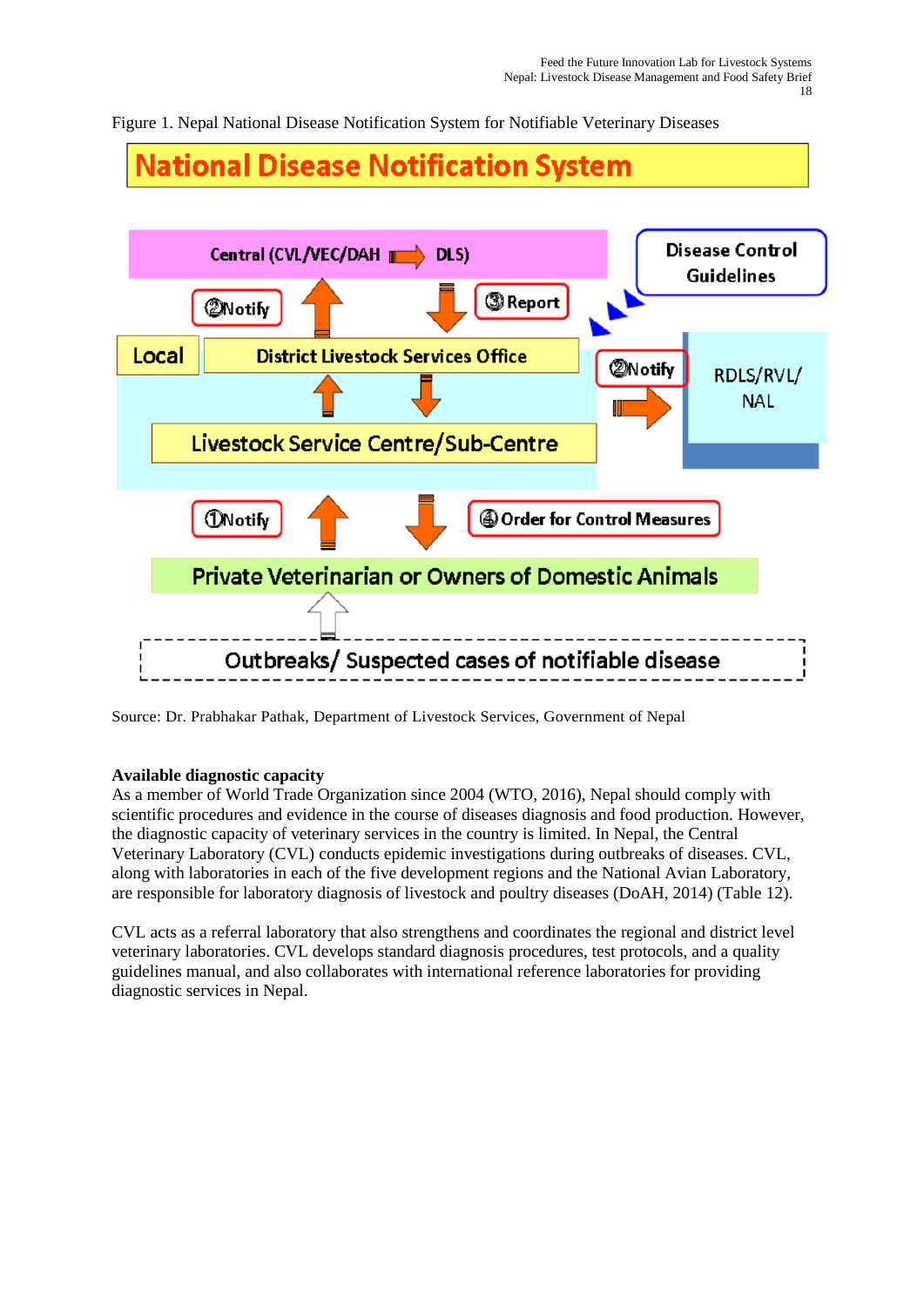Figure 1. Nepal National Disease Notification System for Notifiable Veterinary Diseases

National Disease Notification System

Central (CVL/VEC/DAH → DLS)

Disease Control Guidelines

②Notify

③Report

Local

District Livestock Services Office

②Notify

RDLS/RVL/NAL

Livestock Service Centre/Sub-Centre

①Notify

④Order for Control Measures

Private Veterinarian or Owners of Domestic Animals

Outbreaks/ Suspected cases of notifiable disease

Source: Dr. Prabhakar Pathak, Department of Livestock Services, Government of Nepal

**Available diagnostic capacity**

As a member of World Trade Organization since 2004 (WTO, 2016), Nepal should comply with scientific procedures and evidence in the course of diseases diagnosis and food production. However, the diagnostic capacity of veterinary services in the country is limited. In Nepal, the Central Veterinary Laboratory (CVL) conducts epidemic investigations during outbreaks of diseases. CVL, along with laboratories in each of the five development regions and the National Avian Laboratory, are responsible for laboratory diagnosis of livestock and poultry diseases (DoAH, 2014) (Table 12).

CVL acts as a referral laboratory that also strengthens and coordinates the regional and district level veterinary laboratories. CVL develops standard diagnosis procedures, test protocols, and a quality guidelines manual, and also collaborates with international reference laboratories for providing diagnostic services in Nepal.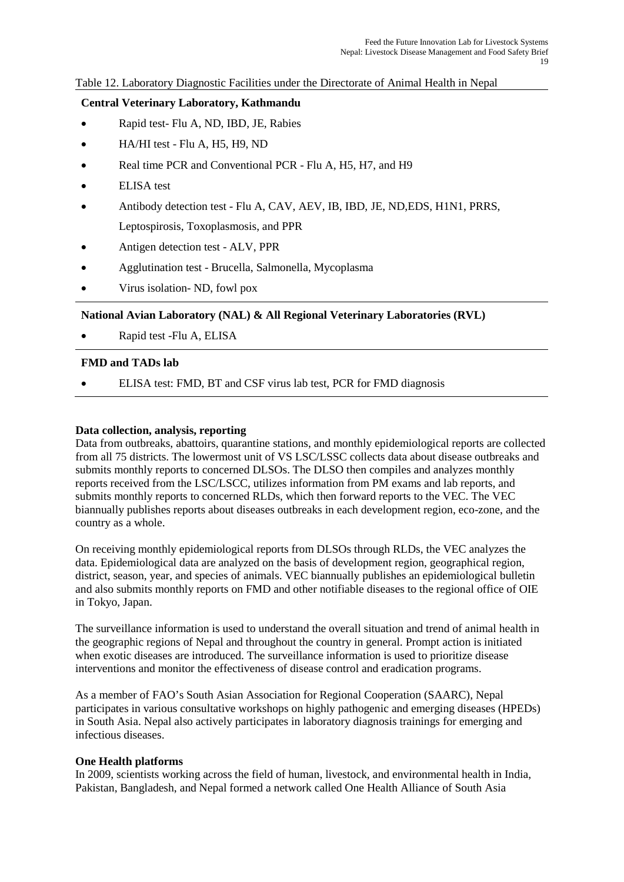Table 12. Laboratory Diagnostic Facilities under the Directorate of Animal Health in Nepal

**Central Veterinary Laboratory, Kathmandu**

- Rapid test- Flu A, ND, IBD, JE, Rabies
- HA/HI test - Flu A, H5, H9, ND
- Real time PCR and Conventional PCR - Flu A, H5, H7, and H9
- ELISA test
- Antibody detection test - Flu A, CAV, AEV, IB, IBD, JE, ND,EDS, H1N1, PRRS, Leptospirosis, Toxoplasmosis, and PPR
- Antigen detection test - ALV, PPR
- Agglutination test - Brucella, Salmonella, Mycoplasma
- Virus isolation- ND, fowl pox

**National Avian Laboratory (NAL) & All Regional Veterinary Laboratories (RVL)**

- Rapid test -Flu A, ELISA

**FMD and TADs lab**

- ELISA test: FMD, BT and CSF virus lab test, PCR for FMD diagnosis

**Data collection, analysis, reporting**

Data from outbreaks, abattoirs, quarantine stations, and monthly epidemiological reports are collected from all 75 districts. The lowermost unit of VS LSC/LSSC collects data about disease outbreaks and submits monthly reports to concerned DLSOs. The DLSO then compiles and analyzes monthly reports received from the LSC/LSCC, utilizes information from PM exams and lab reports, and submits monthly reports to concerned RLDs, which then forward reports to the VEC. The VEC biannually publishes reports about diseases outbreaks in each development region, eco-zone, and the country as a whole.

On receiving monthly epidemiological reports from DLSOs through RLDs, the VEC analyzes the data. Epidemiological data are analyzed on the basis of development region, geographical region, district, season, year, and species of animals. VEC biannually publishes an epidemiological bulletin and also submits monthly reports on FMD and other notifiable diseases to the regional office of OIE in Tokyo, Japan.

The surveillance information is used to understand the overall situation and trend of animal health in the geographic regions of Nepal and throughout the country in general. Prompt action is initiated when exotic diseases are introduced. The surveillance information is used to prioritize disease interventions and monitor the effectiveness of disease control and eradication programs.

As a member of FAO's South Asian Association for Regional Cooperation (SAARC), Nepal participates in various consultative workshops on highly pathogenic and emerging diseases (HPEDs) in South Asia. Nepal also actively participates in laboratory diagnosis trainings for emerging and infectious diseases.

**One Health platforms**

In 2009, scientists working across the field of human, livestock, and environmental health in India, Pakistan, Bangladesh, and Nepal formed a network called One Health Alliance of South Asia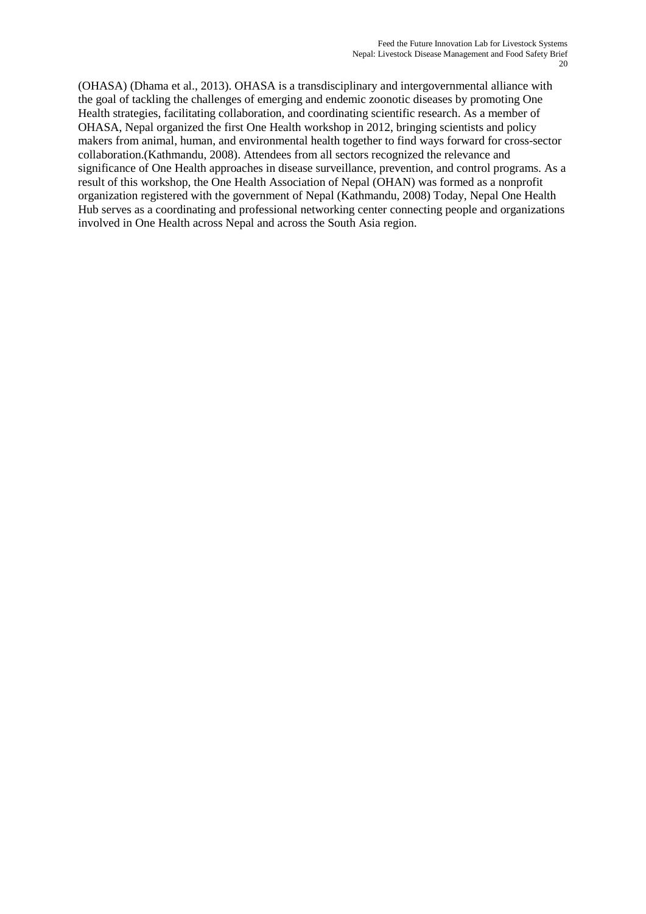(OHASA) (Dhama et al., 2013). OHASA is a transdisciplinary and intergovernmental alliance with the goal of tackling the challenges of emerging and endemic zoonotic diseases by promoting One Health strategies, facilitating collaboration, and coordinating scientific research. As a member of OHASA, Nepal organized the first One Health workshop in 2012, bringing scientists and policy makers from animal, human, and environmental health together to find ways forward for cross-sector collaboration.(Kathmandu, 2008). Attendees from all sectors recognized the relevance and significance of One Health approaches in disease surveillance, prevention, and control programs. As a result of this workshop, the One Health Association of Nepal (OHAN) was formed as a nonprofit organization registered with the government of Nepal (Kathmandu, 2008) Today, Nepal One Health Hub serves as a coordinating and professional networking center connecting people and organizations involved in One Health across Nepal and across the South Asia region.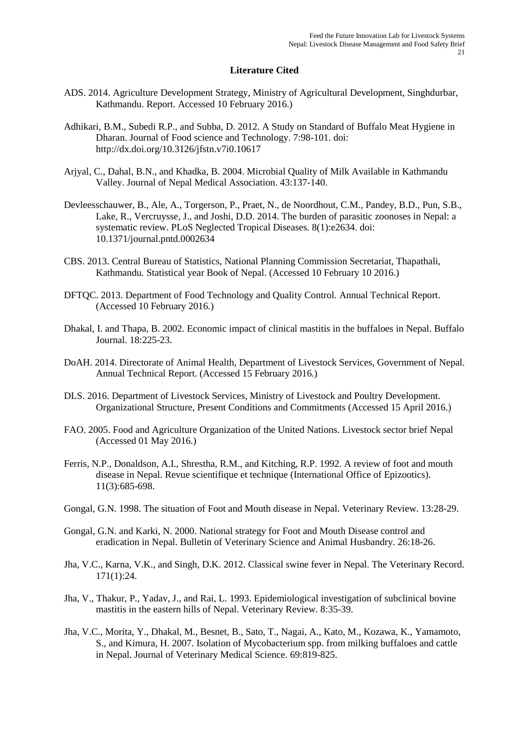# Literature Cited

ADS. 2014. Agriculture Development Strategy, Ministry of Agricultural Development, Singhdurbar, Kathmandu. Report. Accessed 10 February 2016.)

Adhikari, B.M., Subedi R.P., and Subba, D. 2012. A Study on Standard of Buffalo Meat Hygiene in Dharan. Journal of Food science and Technology. 7:98-101. doi: http://dx.doi.org/10.3126/jfstn.v7i0.10617

Arjyal, C., Dahal, B.N., and Khadka, B. 2004. Microbial Quality of Milk Available in Kathmandu Valley. Journal of Nepal Medical Association. 43:137-140.

Devleesschauwer, B., Ale, A., Torgerson, P., Praet, N., de Noordhout, C.M., Pandey, B.D., Pun, S.B., Lake, R., Vercruysse, J., and Joshi, D.D. 2014. The burden of parasitic zoonoses in Nepal: a systematic review. PLoS Neglected Tropical Diseases. 8(1):e2634. doi: 10.1371/journal.pntd.0002634

CBS. 2013. Central Bureau of Statistics, National Planning Commission Secretariat, Thapathali, Kathmandu. Statistical year Book of Nepal. (Accessed 10 February 10 2016.)

DFTQC. 2013. Department of Food Technology and Quality Control. Annual Technical Report. (Accessed 10 February 2016.)

Dhakal, I. and Thapa, B. 2002. Economic impact of clinical mastitis in the buffaloes in Nepal. Buffalo Journal. 18:225-23.

DoAH. 2014. Directorate of Animal Health, Department of Livestock Services, Government of Nepal. Annual Technical Report. (Accessed 15 February 2016.)

DLS. 2016. Department of Livestock Services, Ministry of Livestock and Poultry Development. Organizational Structure, Present Conditions and Commitments (Accessed 15 April 2016.)

FAO. 2005. Food and Agriculture Organization of the United Nations. Livestock sector brief Nepal (Accessed 01 May 2016.)

Ferris, N.P., Donaldson, A.I., Shrestha, R.M., and Kitching, R.P. 1992. A review of foot and mouth disease in Nepal. Revue scientifique et technique (International Office of Epizootics). 11(3):685-698.

Gongal, G.N. 1998. The situation of Foot and Mouth disease in Nepal. Veterinary Review. 13:28-29.

Gongal, G.N. and Karki, N. 2000. National strategy for Foot and Mouth Disease control and eradication in Nepal. Bulletin of Veterinary Science and Animal Husbandry. 26:18-26.

Jha, V.C., Karna, V.K., and Singh, D.K. 2012. Classical swine fever in Nepal. The Veterinary Record. 171(1):24.

Jha, V., Thakur, P., Yadav, J., and Rai, L. 1993. Epidemiological investigation of subclinical bovine mastitis in the eastern hills of Nepal. Veterinary Review. 8:35-39.

Jha, V.C., Morita, Y., Dhakal, M., Besnet, B., Sato, T., Nagai, A., Kato, M., Kozawa, K., Yamamoto, S., and Kimura, H. 2007. Isolation of Mycobacterium spp. from milking buffaloes and cattle in Nepal. Journal of Veterinary Medical Science. 69:819-825.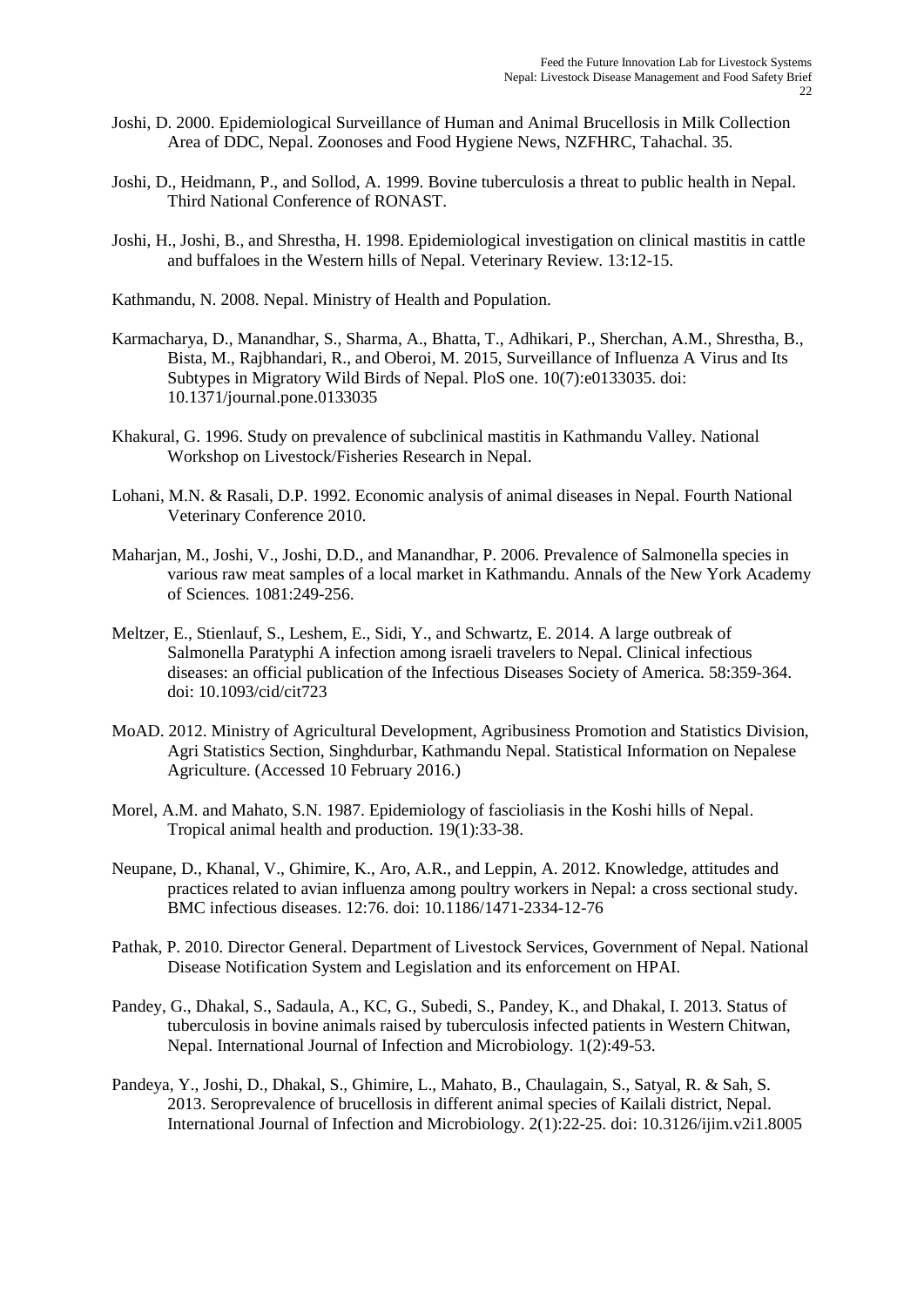Joshi, D. 2000. Epidemiological Surveillance of Human and Animal Brucellosis in Milk Collection Area of DDC, Nepal. Zoonoses and Food Hygiene News, NZFHRC, Tahachal. 35.

Joshi, D., Heidmann, P., and Sollod, A. 1999. Bovine tuberculosis a threat to public health in Nepal. Third National Conference of RONAST.

Joshi, H., Joshi, B., and Shrestha, H. 1998. Epidemiological investigation on clinical mastitis in cattle and buffaloes in the Western hills of Nepal. Veterinary Review. 13:12-15.

Kathmandu, N. 2008. Nepal. Ministry of Health and Population.

Karmacharya, D., Manandhar, S., Sharma, A., Bhatta, T., Adhikari, P., Sherchan, A.M., Shrestha, B., Bista, M., Rajbhandari, R., and Oberoi, M. 2015, Surveillance of Influenza A Virus and Its Subtypes in Migratory Wild Birds of Nepal. PloS one. 10(7):e0133035. doi: 10.1371/journal.pone.0133035

Khakural, G. 1996. Study on prevalence of subclinical mastitis in Kathmandu Valley. National Workshop on Livestock/Fisheries Research in Nepal.

Lohani, M.N. & Rasali, D.P. 1992. Economic analysis of animal diseases in Nepal. Fourth National Veterinary Conference 2010.

Maharjan, M., Joshi, V., Joshi, D.D., and Manandhar, P. 2006. Prevalence of Salmonella species in various raw meat samples of a local market in Kathmandu. Annals of the New York Academy of Sciences. 1081:249-256.

Meltzer, E., Stienlauf, S., Leshem, E., Sidi, Y., and Schwartz, E. 2014. A large outbreak of Salmonella Paratyphi A infection among israeli travelers to Nepal. Clinical infectious diseases: an official publication of the Infectious Diseases Society of America. 58:359-364. doi: 10.1093/cid/cit723

MoAD. 2012. Ministry of Agricultural Development, Agribusiness Promotion and Statistics Division, Agri Statistics Section, Singhdurbar, Kathmandu Nepal. Statistical Information on Nepalese Agriculture. (Accessed 10 February 2016.)

Morel, A.M. and Mahato, S.N. 1987. Epidemiology of fascioliasis in the Koshi hills of Nepal. Tropical animal health and production. 19(1):33-38.

Neupane, D., Khanal, V., Ghimire, K., Aro, A.R., and Leppin, A. 2012. Knowledge, attitudes and practices related to avian influenza among poultry workers in Nepal: a cross sectional study. BMC infectious diseases. 12:76. doi: 10.1186/1471-2334-12-76

Pathak, P. 2010. Director General. Department of Livestock Services, Government of Nepal. National Disease Notification System and Legislation and its enforcement on HPAI.

Pandey, G., Dhakal, S., Sadaula, A., KC, G., Subedi, S., Pandey, K., and Dhakal, I. 2013. Status of tuberculosis in bovine animals raised by tuberculosis infected patients in Western Chitwan, Nepal. International Journal of Infection and Microbiology. 1(2):49-53.

Pandeya, Y., Joshi, D., Dhakal, S., Ghimire, L., Mahato, B., Chaulagain, S., Satyal, R. & Sah, S. 2013. Seroprevalence of brucellosis in different animal species of Kailali district, Nepal. International Journal of Infection and Microbiology. 2(1):22-25. doi: 10.3126/ijim.v2i1.8005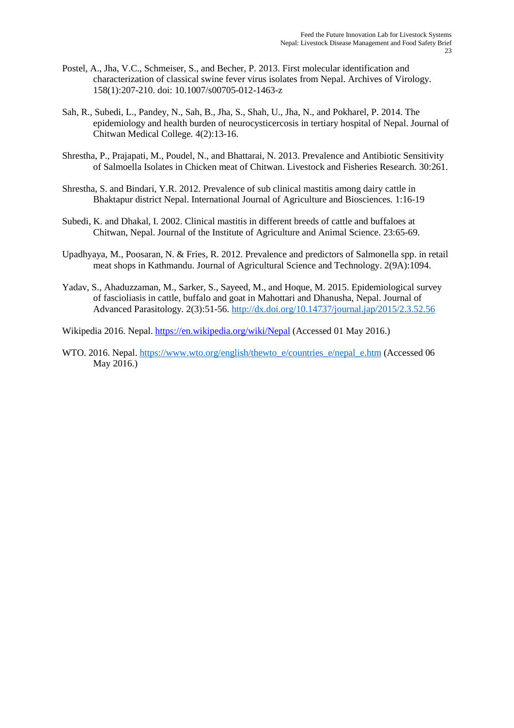Postel, A., Jha, V.C., Schmeiser, S., and Becher, P. 2013. First molecular identification and characterization of classical swine fever virus isolates from Nepal. Archives of Virology. 158(1):207-210. doi: 10.1007/s00705-012-1463-z

Sah, R., Subedi, L., Pandey, N., Sah, B., Jha, S., Shah, U., Jha, N., and Pokharel, P. 2014. The epidemiology and health burden of neurocysticercosis in tertiary hospital of Nepal. Journal of Chitwan Medical College. 4(2):13-16.

Shrestha, P., Prajapati, M., Poudel, N., and Bhattarai, N. 2013. Prevalence and Antibiotic Sensitivity of Salmoella Isolates in Chicken meat of Chitwan. Livestock and Fisheries Research. 30:261.

Shrestha, S. and Bindari, Y.R. 2012. Prevalence of sub clinical mastitis among dairy cattle in Bhaktapur district Nepal. International Journal of Agriculture and Biosciences. 1:16-19

Subedi, K. and Dhakal, I. 2002. Clinical mastitis in different breeds of cattle and buffaloes at Chitwan, Nepal. Journal of the Institute of Agriculture and Animal Science. 23:65-69.

Upadhyaya, M., Poosaran, N. & Fries, R. 2012. Prevalence and predictors of Salmonella spp. in retail meat shops in Kathmandu. Journal of Agricultural Science and Technology. 2(9A):1094.

Yadav, S., Ahaduzzaman, M., Sarker, S., Sayeed, M., and Hoque, M. 2015. Epidemiological survey of fascioliasis in cattle, buffalo and goat in Mahottari and Dhanusha, Nepal. Journal of Advanced Parasitology. 2(3):51-56. http://dx.doi.org/10.14737/journal.jap/2015/2.3.52.56

Wikipedia 2016. Nepal. https://en.wikipedia.org/wiki/Nepal (Accessed 01 May 2016.)

WTO. 2016. Nepal. https://www.wto.org/english/thewto_e/countries_e/nepal_e.htm (Accessed 06 May 2016.)